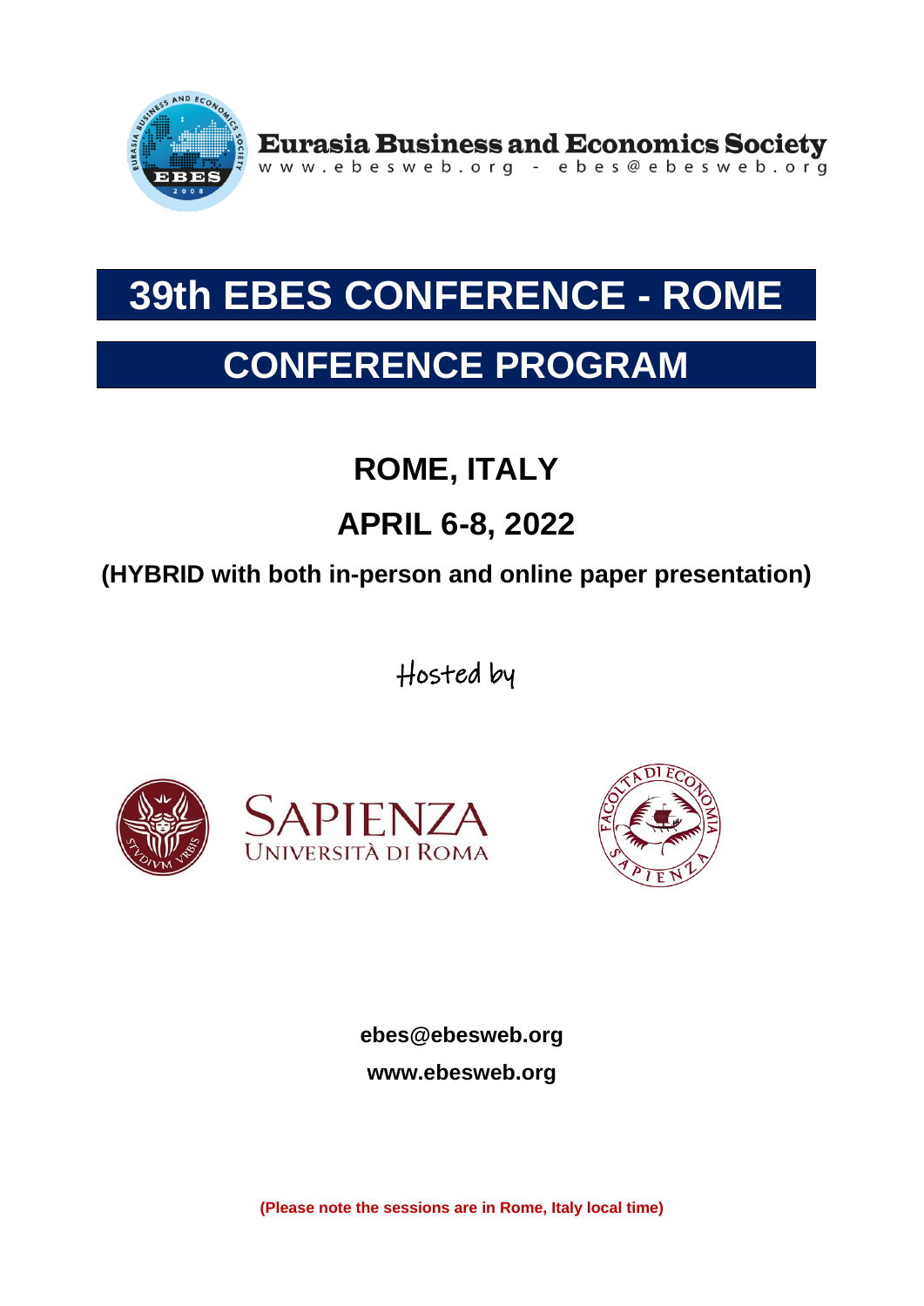**Eurasia Business and Economics Society**
www.ebesweb.org - ebes@ebesweb.org

# 39th EBES CONFERENCE - ROME

# CONFERENCE PROGRAM

## ROME, ITALY

## APRIL 6-8, 2022

**(HYBRID with both in-person and online paper presentation)**

Hosted by

SAPIENZA
UNIVERSITÀ DI ROMA

**ebes@ebesweb.org**

**www.ebesweb.org**

**(Please note the sessions are in Rome, Italy local time)**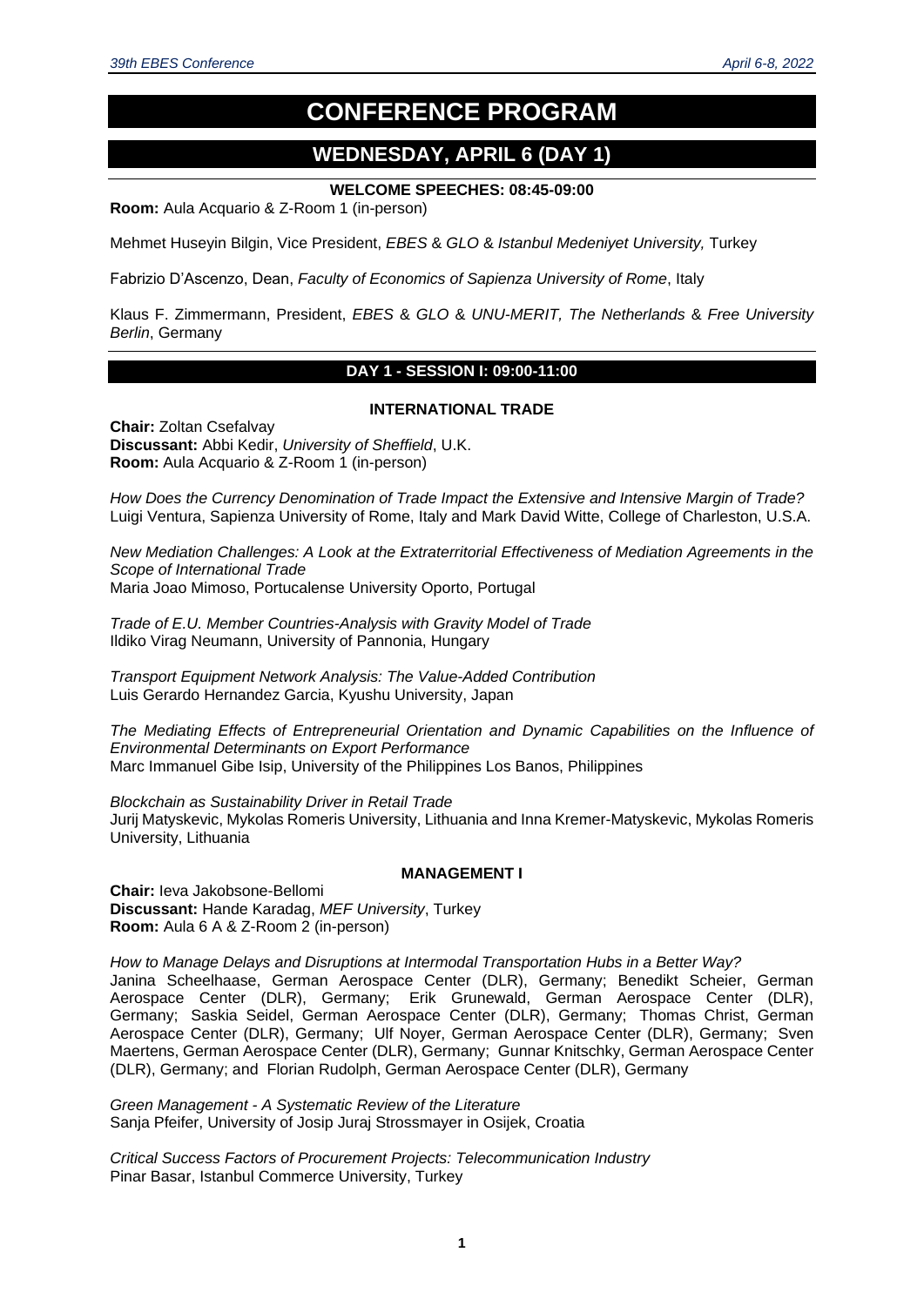# CONFERENCE PROGRAM

## WEDNESDAY, APRIL 6 (DAY 1)

### WELCOME SPEECHES: 08:45-09:00

**Room:** Aula Acquario & Z-Room 1 (in-person)

Mehmet Huseyin Bilgin, Vice President, *EBES* & *GLO* & *Istanbul Medeniyet University,* Turkey

Fabrizio D'Ascenzo, Dean, *Faculty of Economics of Sapienza University of Rome*, Italy

Klaus F. Zimmermann, President, *EBES* & *GLO* & *UNU-MERIT, The Netherlands* & *Free University Berlin*, Germany

### DAY 1 - SESSION I: 09:00-11:00

#### INTERNATIONAL TRADE

**Chair:** Zoltan Csefalvay
**Discussant:** Abbi Kedir, *University of Sheffield*, U.K.
**Room:** Aula Acquario & Z-Room 1 (in-person)

*How Does the Currency Denomination of Trade Impact the Extensive and Intensive Margin of Trade?*
Luigi Ventura, Sapienza University of Rome, Italy and Mark David Witte, College of Charleston, U.S.A.

*New Mediation Challenges: A Look at the Extraterritorial Effectiveness of Mediation Agreements in the Scope of International Trade*
Maria Joao Mimoso, Portucalense University Oporto, Portugal

*Trade of E.U. Member Countries-Analysis with Gravity Model of Trade*
Ildiko Virag Neumann, University of Pannonia, Hungary

*Transport Equipment Network Analysis: The Value-Added Contribution*
Luis Gerardo Hernandez Garcia, Kyushu University, Japan

*The Mediating Effects of Entrepreneurial Orientation and Dynamic Capabilities on the Influence of Environmental Determinants on Export Performance*
Marc Immanuel Gibe Isip, University of the Philippines Los Banos, Philippines

*Blockchain as Sustainability Driver in Retail Trade*
Jurij Matyskevic, Mykolas Romeris University, Lithuania and Inna Kremer-Matyskevic, Mykolas Romeris University, Lithuania

#### MANAGEMENT I

**Chair:** Ieva Jakobsone-Bellomi
**Discussant:** Hande Karadag, *MEF University*, Turkey
**Room:** Aula 6 A & Z-Room 2 (in-person)

*How to Manage Delays and Disruptions at Intermodal Transportation Hubs in a Better Way?*
Janina Scheelhaase, German Aerospace Center (DLR), Germany; Benedikt Scheier, German Aerospace Center (DLR), Germany; Erik Grunewald, German Aerospace Center (DLR), Germany; Saskia Seidel, German Aerospace Center (DLR), Germany; Thomas Christ, German Aerospace Center (DLR), Germany; Ulf Noyer, German Aerospace Center (DLR), Germany; Sven Maertens, German Aerospace Center (DLR), Germany; Gunnar Knitschky, German Aerospace Center (DLR), Germany; and Florian Rudolph, German Aerospace Center (DLR), Germany

*Green Management - A Systematic Review of the Literature*
Sanja Pfeifer, University of Josip Juraj Strossmayer in Osijek, Croatia

*Critical Success Factors of Procurement Projects: Telecommunication Industry*
Pinar Basar, Istanbul Commerce University, Turkey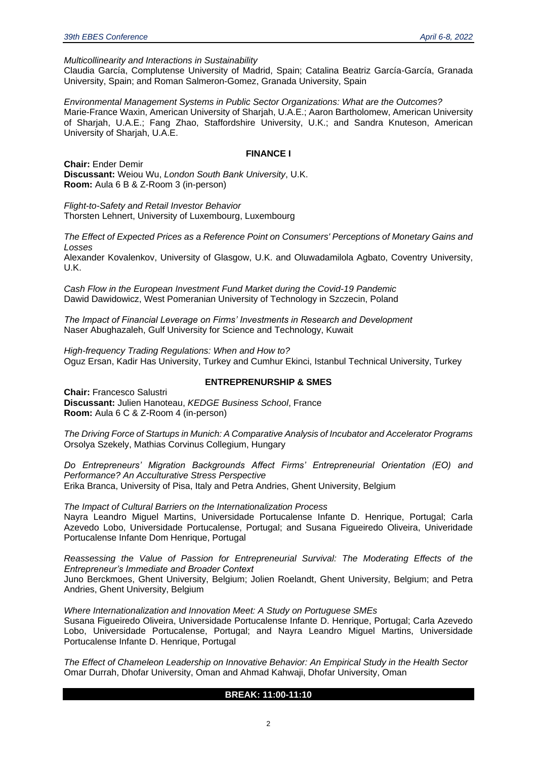*Multicollinearity and Interactions in Sustainability*
Claudia García, Complutense University of Madrid, Spain; Catalina Beatriz García-García, Granada University, Spain; and Roman Salmeron-Gomez, Granada University, Spain

*Environmental Management Systems in Public Sector Organizations: What are the Outcomes?*
Marie-France Waxin, American University of Sharjah, U.A.E.; Aaron Bartholomew, American University of Sharjah, U.A.E.; Fang Zhao, Staffordshire University, U.K.; and Sandra Knuteson, American University of Sharjah, U.A.E.

**FINANCE I**

**Chair:** Ender Demir
**Discussant:** Weiou Wu, *London South Bank University*, U.K.
**Room:** Aula 6 B & Z-Room 3 (in-person)

*Flight-to-Safety and Retail Investor Behavior*
Thorsten Lehnert, University of Luxembourg, Luxembourg

*The Effect of Expected Prices as a Reference Point on Consumers' Perceptions of Monetary Gains and Losses*
Alexander Kovalenkov, University of Glasgow, U.K. and Oluwadamilola Agbato, Coventry University, U.K.

*Cash Flow in the European Investment Fund Market during the Covid-19 Pandemic*
Dawid Dawidowicz, West Pomeranian University of Technology in Szczecin, Poland

*The Impact of Financial Leverage on Firms' Investments in Research and Development*
Naser Abughazaleh, Gulf University for Science and Technology, Kuwait

*High-frequency Trading Regulations: When and How to?*
Oguz Ersan, Kadir Has University, Turkey and Cumhur Ekinci, Istanbul Technical University, Turkey

**ENTREPRENURSHIP & SMES**

**Chair:** Francesco Salustri
**Discussant:** Julien Hanoteau, *KEDGE Business School*, France
**Room:** Aula 6 C & Z-Room 4 (in-person)

*The Driving Force of Startups in Munich: A Comparative Analysis of Incubator and Accelerator Programs*
Orsolya Szekely, Mathias Corvinus Collegium, Hungary

*Do Entrepreneurs' Migration Backgrounds Affect Firms' Entrepreneurial Orientation (EO) and Performance? An Acculturative Stress Perspective*
Erika Branca, University of Pisa, Italy and Petra Andries, Ghent University, Belgium

*The Impact of Cultural Barriers on the Internationalization Process*
Nayra Leandro Miguel Martins, Universidade Portucalense Infante D. Henrique, Portugal; Carla Azevedo Lobo, Universidade Portucalense, Portugal; and Susana Figueiredo Oliveira, Univeridade Portucalense Infante Dom Henrique, Portugal

*Reassessing the Value of Passion for Entrepreneurial Survival: The Moderating Effects of the Entrepreneur's Immediate and Broader Context*
Juno Berckmoes, Ghent University, Belgium; Jolien Roelandt, Ghent University, Belgium; and Petra Andries, Ghent University, Belgium

*Where Internationalization and Innovation Meet: A Study on Portuguese SMEs*
Susana Figueiredo Oliveira, Universidade Portucalense Infante D. Henrique, Portugal; Carla Azevedo Lobo, Universidade Portucalense, Portugal; and Nayra Leandro Miguel Martins, Universidade Portucalense Infante D. Henrique, Portugal

*The Effect of Chameleon Leadership on Innovative Behavior: An Empirical Study in the Health Sector*
Omar Durrah, Dhofar University, Oman and Ahmad Kahwaji, Dhofar University, Oman

**BREAK: 11:00-11:10**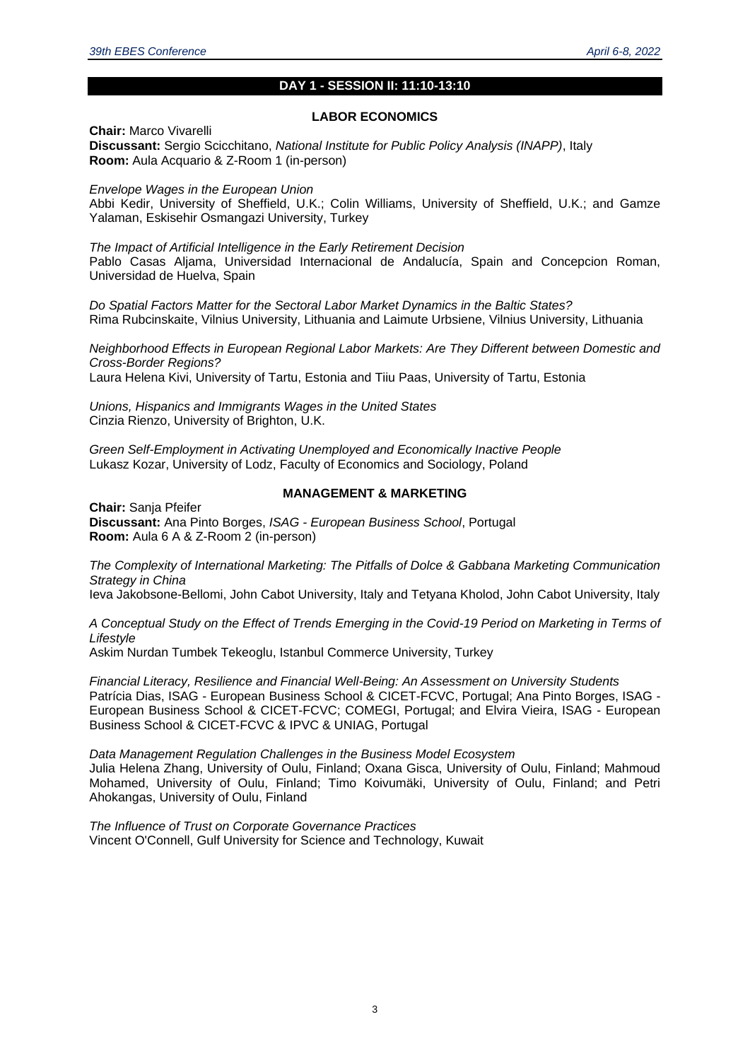## DAY 1 - SESSION II: 11:10-13:10

### LABOR ECONOMICS

**Chair:** Marco Vivarelli
**Discussant:** Sergio Scicchitano, *National Institute for Public Policy Analysis (INAPP)*, Italy
**Room:** Aula Acquario & Z-Room 1 (in-person)

*Envelope Wages in the European Union*
Abbi Kedir, University of Sheffield, U.K.; Colin Williams, University of Sheffield, U.K.; and Gamze Yalaman, Eskisehir Osmangazi University, Turkey

*The Impact of Artificial Intelligence in the Early Retirement Decision*
Pablo Casas Aljama, Universidad Internacional de Andalucía, Spain and Concepcion Roman, Universidad de Huelva, Spain

*Do Spatial Factors Matter for the Sectoral Labor Market Dynamics in the Baltic States?*
Rima Rubcinskaite, Vilnius University, Lithuania and Laimute Urbsiene, Vilnius University, Lithuania

*Neighborhood Effects in European Regional Labor Markets: Are They Different between Domestic and Cross-Border Regions?*
Laura Helena Kivi, University of Tartu, Estonia and Tiiu Paas, University of Tartu, Estonia

*Unions, Hispanics and Immigrants Wages in the United States*
Cinzia Rienzo, University of Brighton, U.K.

*Green Self-Employment in Activating Unemployed and Economically Inactive People*
Lukasz Kozar, University of Lodz, Faculty of Economics and Sociology, Poland

### MANAGEMENT & MARKETING

**Chair:** Sanja Pfeifer
**Discussant:** Ana Pinto Borges, *ISAG - European Business School*, Portugal
**Room:** Aula 6 A & Z-Room 2 (in-person)

*The Complexity of International Marketing: The Pitfalls of Dolce & Gabbana Marketing Communication Strategy in China*
Ieva Jakobsone-Bellomi, John Cabot University, Italy and Tetyana Kholod, John Cabot University, Italy

*A Conceptual Study on the Effect of Trends Emerging in the Covid-19 Period on Marketing in Terms of Lifestyle*
Askim Nurdan Tumbek Tekeoglu, Istanbul Commerce University, Turkey

*Financial Literacy, Resilience and Financial Well-Being: An Assessment on University Students*
Patrícia Dias, ISAG - European Business School & CICET-FCVC, Portugal; Ana Pinto Borges, ISAG - European Business School & CICET-FCVC; COMEGI, Portugal; and Elvira Vieira, ISAG - European Business School & CICET-FCVC & IPVC & UNIAG, Portugal

*Data Management Regulation Challenges in the Business Model Ecosystem*
Julia Helena Zhang, University of Oulu, Finland; Oxana Gisca, University of Oulu, Finland; Mahmoud Mohamed, University of Oulu, Finland; Timo Koivumäki, University of Oulu, Finland; and Petri Ahokangas, University of Oulu, Finland

*The Influence of Trust on Corporate Governance Practices*
Vincent O'Connell, Gulf University for Science and Technology, Kuwait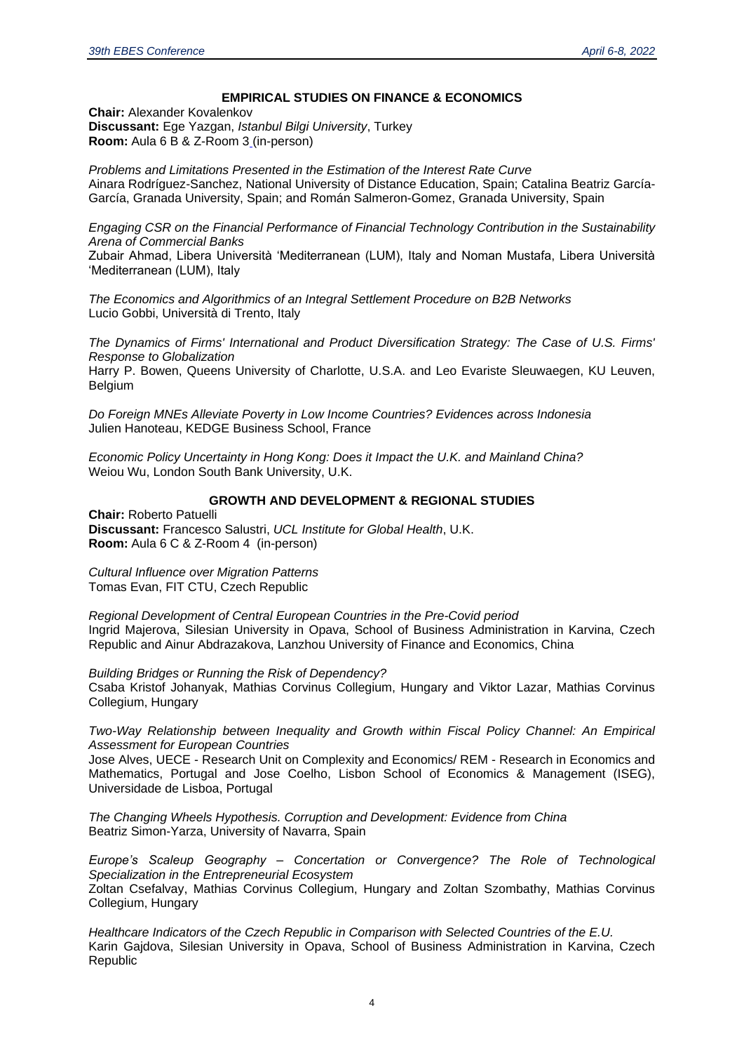### EMPIRICAL STUDIES ON FINANCE & ECONOMICS

**Chair:** Alexander Kovalenkov
**Discussant:** Ege Yazgan, *Istanbul Bilgi University*, Turkey
**Room:** Aula 6 B & Z-Room 3 (in-person)

*Problems and Limitations Presented in the Estimation of the Interest Rate Curve*
Ainara Rodríguez-Sanchez, National University of Distance Education, Spain; Catalina Beatriz García-García, Granada University, Spain; and Román Salmeron-Gomez, Granada University, Spain

*Engaging CSR on the Financial Performance of Financial Technology Contribution in the Sustainability Arena of Commercial Banks*
Zubair Ahmad, Libera Università 'Mediterranean (LUM), Italy and Noman Mustafa, Libera Università 'Mediterranean (LUM), Italy

*The Economics and Algorithmics of an Integral Settlement Procedure on B2B Networks*
Lucio Gobbi, Università di Trento, Italy

*The Dynamics of Firms' International and Product Diversification Strategy: The Case of U.S. Firms' Response to Globalization*
Harry P. Bowen, Queens University of Charlotte, U.S.A. and Leo Evariste Sleuwaegen, KU Leuven, Belgium

*Do Foreign MNEs Alleviate Poverty in Low Income Countries? Evidences across Indonesia*
Julien Hanoteau, KEDGE Business School, France

*Economic Policy Uncertainty in Hong Kong: Does it Impact the U.K. and Mainland China?*
Weiou Wu, London South Bank University, U.K.

### GROWTH AND DEVELOPMENT & REGIONAL STUDIES

**Chair:** Roberto Patuelli
**Discussant:** Francesco Salustri, *UCL Institute for Global Health*, U.K.
**Room:** Aula 6 C & Z-Room 4 (in-person)

*Cultural Influence over Migration Patterns*
Tomas Evan, FIT CTU, Czech Republic

*Regional Development of Central European Countries in the Pre-Covid period*
Ingrid Majerova, Silesian University in Opava, School of Business Administration in Karvina, Czech Republic and Ainur Abdrazakova, Lanzhou University of Finance and Economics, China

*Building Bridges or Running the Risk of Dependency?*
Csaba Kristof Johanyak, Mathias Corvinus Collegium, Hungary and Viktor Lazar, Mathias Corvinus Collegium, Hungary

*Two-Way Relationship between Inequality and Growth within Fiscal Policy Channel: An Empirical Assessment for European Countries*
Jose Alves, UECE - Research Unit on Complexity and Economics/ REM - Research in Economics and Mathematics, Portugal and Jose Coelho, Lisbon School of Economics & Management (ISEG), Universidade de Lisboa, Portugal

*The Changing Wheels Hypothesis. Corruption and Development: Evidence from China*
Beatriz Simon-Yarza, University of Navarra, Spain

*Europe's Scaleup Geography – Concertation or Convergence? The Role of Technological Specialization in the Entrepreneurial Ecosystem*
Zoltan Csefalvay, Mathias Corvinus Collegium, Hungary and Zoltan Szombathy, Mathias Corvinus Collegium, Hungary

*Healthcare Indicators of the Czech Republic in Comparison with Selected Countries of the E.U.*
Karin Gajdova, Silesian University in Opava, School of Business Administration in Karvina, Czech Republic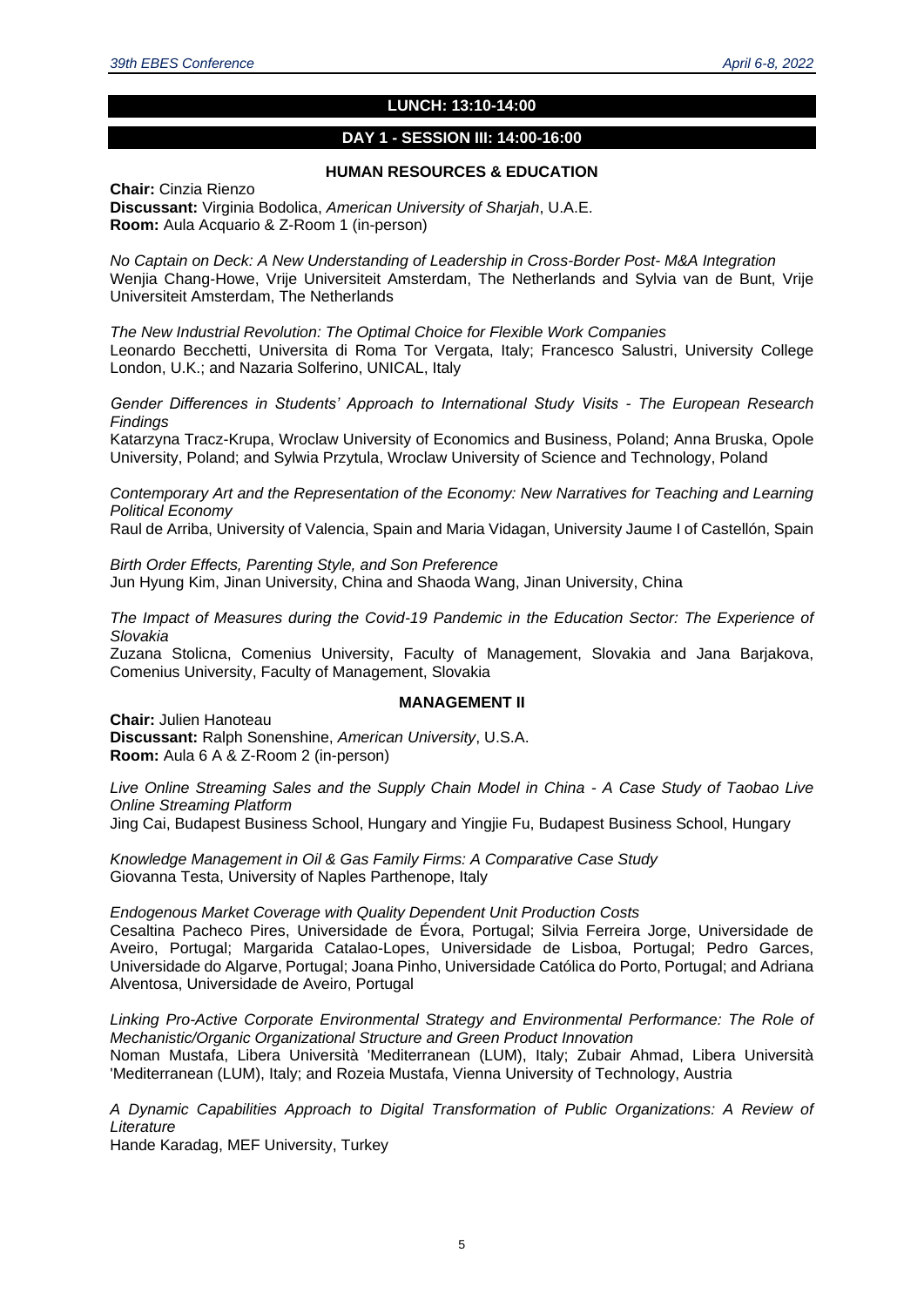## LUNCH: 13:10-14:00

## DAY 1 - SESSION III: 14:00-16:00

### HUMAN RESOURCES & EDUCATION

**Chair:** Cinzia Rienzo
**Discussant:** Virginia Bodolica, *American University of Sharjah*, U.A.E.
**Room:** Aula Acquario & Z-Room 1 (in-person)

*No Captain on Deck: A New Understanding of Leadership in Cross-Border Post- M&A Integration*
Wenjia Chang-Howe, Vrije Universiteit Amsterdam, The Netherlands and Sylvia van de Bunt, Vrije Universiteit Amsterdam, The Netherlands

*The New Industrial Revolution: The Optimal Choice for Flexible Work Companies*
Leonardo Becchetti, Universita di Roma Tor Vergata, Italy; Francesco Salustri, University College London, U.K.; and Nazaria Solferino, UNICAL, Italy

*Gender Differences in Students' Approach to International Study Visits - The European Research Findings*
Katarzyna Tracz-Krupa, Wroclaw University of Economics and Business, Poland; Anna Bruska, Opole University, Poland; and Sylwia Przytula, Wroclaw University of Science and Technology, Poland

*Contemporary Art and the Representation of the Economy: New Narratives for Teaching and Learning Political Economy*
Raul de Arriba, University of Valencia, Spain and Maria Vidagan, University Jaume I of Castellón, Spain

*Birth Order Effects, Parenting Style, and Son Preference*
Jun Hyung Kim, Jinan University, China and Shaoda Wang, Jinan University, China

*The Impact of Measures during the Covid-19 Pandemic in the Education Sector: The Experience of Slovakia*
Zuzana Stolicna, Comenius University, Faculty of Management, Slovakia and Jana Barjakova, Comenius University, Faculty of Management, Slovakia

### MANAGEMENT II

**Chair:** Julien Hanoteau
**Discussant:** Ralph Sonenshine, *American University*, U.S.A.
**Room:** Aula 6 A & Z-Room 2 (in-person)

*Live Online Streaming Sales and the Supply Chain Model in China - A Case Study of Taobao Live Online Streaming Platform*
Jing Cai, Budapest Business School, Hungary and Yingjie Fu, Budapest Business School, Hungary

*Knowledge Management in Oil & Gas Family Firms: A Comparative Case Study*
Giovanna Testa, University of Naples Parthenope, Italy

*Endogenous Market Coverage with Quality Dependent Unit Production Costs*
Cesaltina Pacheco Pires, Universidade de Évora, Portugal; Silvia Ferreira Jorge, Universidade de Aveiro, Portugal; Margarida Catalao-Lopes, Universidade de Lisboa, Portugal; Pedro Garces, Universidade do Algarve, Portugal; Joana Pinho, Universidade Católica do Porto, Portugal; and Adriana Alventosa, Universidade de Aveiro, Portugal

*Linking Pro-Active Corporate Environmental Strategy and Environmental Performance: The Role of Mechanistic/Organic Organizational Structure and Green Product Innovation*
Noman Mustafa, Libera Università 'Mediterranean (LUM), Italy; Zubair Ahmad, Libera Università 'Mediterranean (LUM), Italy; and Rozeia Mustafa, Vienna University of Technology, Austria

*A Dynamic Capabilities Approach to Digital Transformation of Public Organizations: A Review of Literature*
Hande Karadag, MEF University, Turkey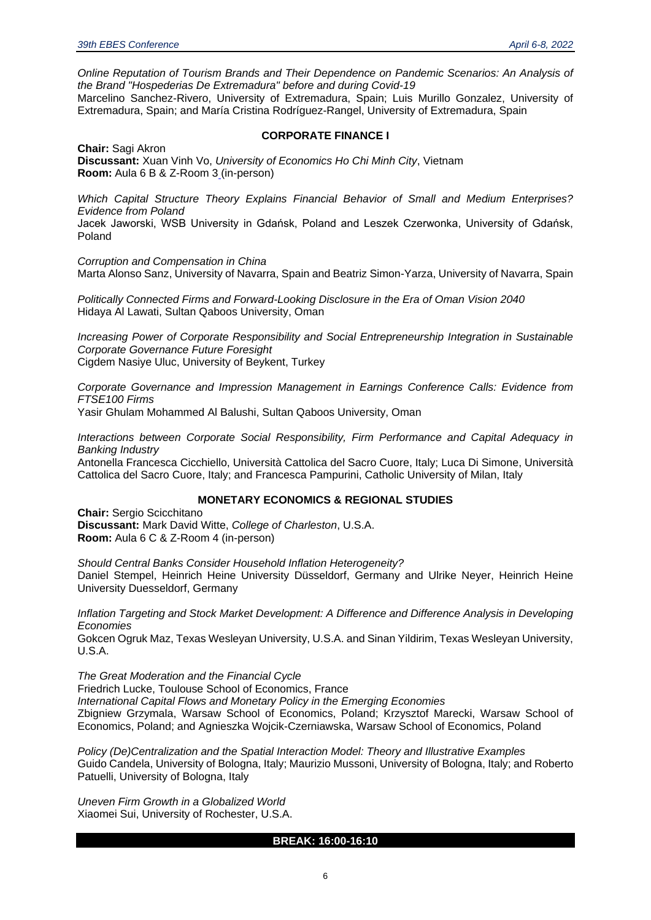*Online Reputation of Tourism Brands and Their Dependence on Pandemic Scenarios: An Analysis of the Brand "Hospederias De Extremadura" before and during Covid-19*
Marcelino Sanchez-Rivero, University of Extremadura, Spain; Luis Murillo Gonzalez, University of Extremadura, Spain; and María Cristina Rodríguez-Rangel, University of Extremadura, Spain

## CORPORATE FINANCE I

**Chair:** Sagi Akron
**Discussant:** Xuan Vinh Vo, *University of Economics Ho Chi Minh City*, Vietnam
**Room:** Aula 6 B & Z-Room 3 (in-person)

*Which Capital Structure Theory Explains Financial Behavior of Small and Medium Enterprises? Evidence from Poland*
Jacek Jaworski, WSB University in Gdańsk, Poland and Leszek Czerwonka, University of Gdańsk, Poland

*Corruption and Compensation in China*
Marta Alonso Sanz, University of Navarra, Spain and Beatriz Simon-Yarza, University of Navarra, Spain

*Politically Connected Firms and Forward-Looking Disclosure in the Era of Oman Vision 2040*
Hidaya Al Lawati, Sultan Qaboos University, Oman

*Increasing Power of Corporate Responsibility and Social Entrepreneurship Integration in Sustainable Corporate Governance Future Foresight*
Cigdem Nasiye Uluc, University of Beykent, Turkey

*Corporate Governance and Impression Management in Earnings Conference Calls: Evidence from FTSE100 Firms*
Yasir Ghulam Mohammed Al Balushi, Sultan Qaboos University, Oman

*Interactions between Corporate Social Responsibility, Firm Performance and Capital Adequacy in Banking Industry*
Antonella Francesca Cicchiello, Università Cattolica del Sacro Cuore, Italy; Luca Di Simone, Università Cattolica del Sacro Cuore, Italy; and Francesca Pampurini, Catholic University of Milan, Italy

## MONETARY ECONOMICS & REGIONAL STUDIES

**Chair:** Sergio Scicchitano
**Discussant:** Mark David Witte, *College of Charleston*, U.S.A.
**Room:** Aula 6 C & Z-Room 4 (in-person)

*Should Central Banks Consider Household Inflation Heterogeneity?*
Daniel Stempel, Heinrich Heine University Düsseldorf, Germany and Ulrike Neyer, Heinrich Heine University Duesseldorf, Germany

*Inflation Targeting and Stock Market Development: A Difference and Difference Analysis in Developing Economies*
Gokcen Ogruk Maz, Texas Wesleyan University, U.S.A. and Sinan Yildirim, Texas Wesleyan University, U.S.A.

*The Great Moderation and the Financial Cycle*
Friedrich Lucke, Toulouse School of Economics, France

*International Capital Flows and Monetary Policy in the Emerging Economies*
Zbigniew Grzymala, Warsaw School of Economics, Poland; Krzysztof Marecki, Warsaw School of Economics, Poland; and Agnieszka Wojcik-Czerniawska, Warsaw School of Economics, Poland

*Policy (De)Centralization and the Spatial Interaction Model: Theory and Illustrative Examples*
Guido Candela, University of Bologna, Italy; Maurizio Mussoni, University of Bologna, Italy; and Roberto Patuelli, University of Bologna, Italy

*Uneven Firm Growth in a Globalized World*
Xiaomei Sui, University of Rochester, U.S.A.

**BREAK: 16:00-16:10**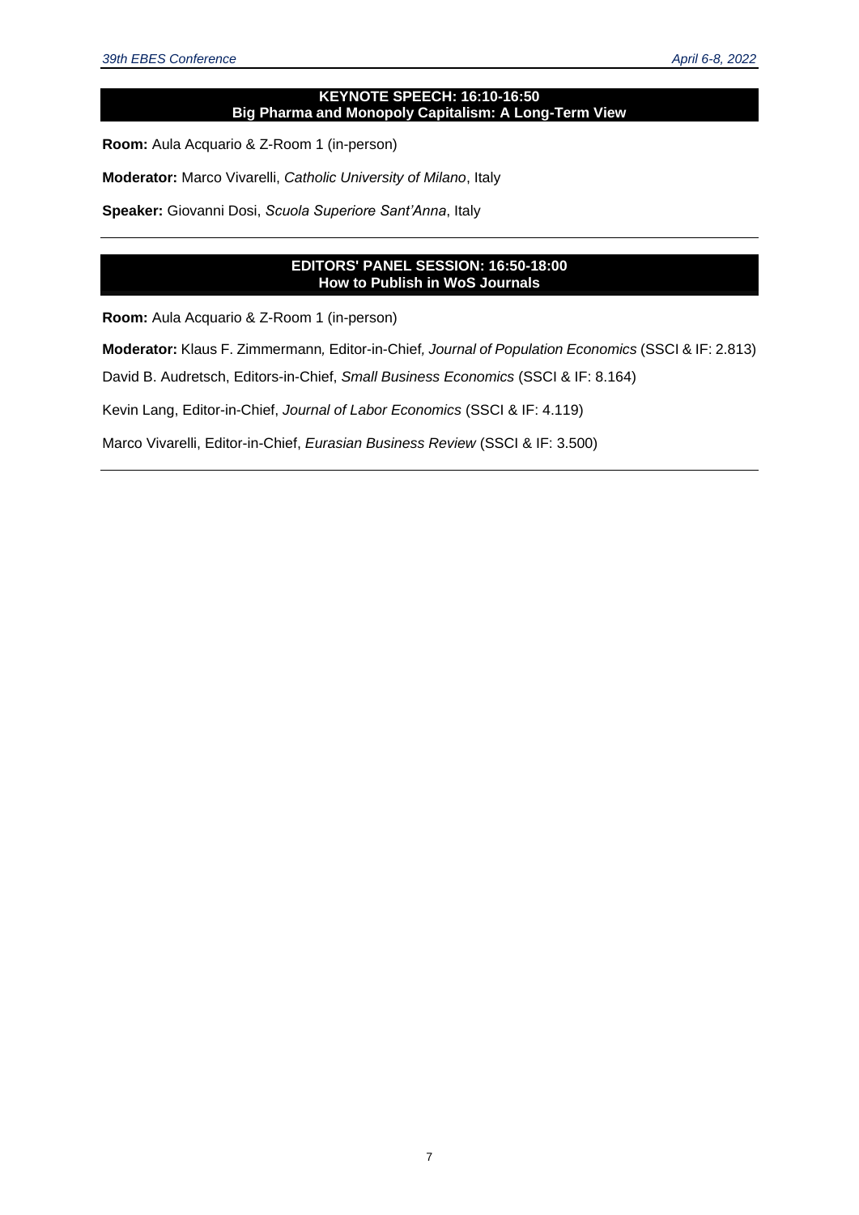## KEYNOTE SPEECH: 16:10-16:50
## Big Pharma and Monopoly Capitalism: A Long-Term View

**Room:** Aula Acquario & Z-Room 1 (in-person)

**Moderator:** Marco Vivarelli, *Catholic University of Milano*, Italy

**Speaker:** Giovanni Dosi, *Scuola Superiore Sant'Anna*, Italy

---

## EDITORS' PANEL SESSION: 16:50-18:00
## How to Publish in WoS Journals

**Room:** Aula Acquario & Z-Room 1 (in-person)

**Moderator:** Klaus F. Zimmermann, Editor-in-Chief, *Journal of Population Economics* (SSCI & IF: 2.813)

David B. Audretsch, Editors-in-Chief, *Small Business Economics* (SSCI & IF: 8.164)

Kevin Lang, Editor-in-Chief, *Journal of Labor Economics* (SSCI & IF: 4.119)

Marco Vivarelli, Editor-in-Chief, *Eurasian Business Review* (SSCI & IF: 3.500)

---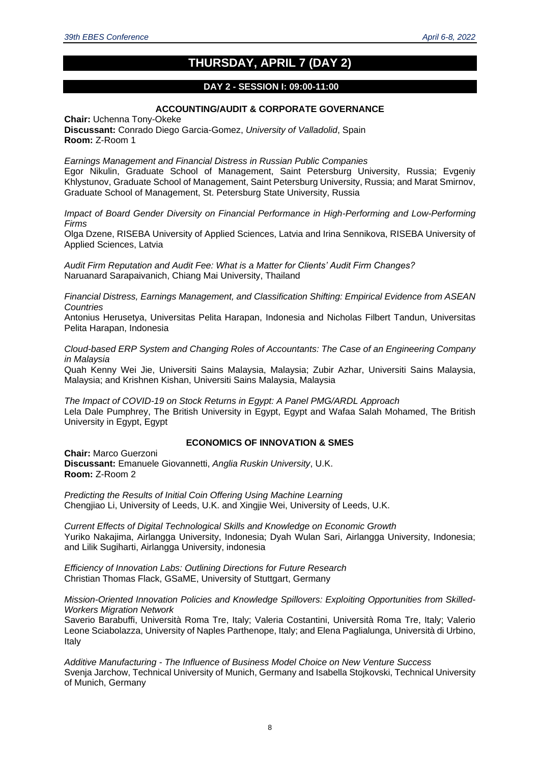# THURSDAY, APRIL 7 (DAY 2)

## DAY 2 - SESSION I: 09:00-11:00

### ACCOUNTING/AUDIT & CORPORATE GOVERNANCE

**Chair:** Uchenna Tony-Okeke
**Discussant:** Conrado Diego Garcia-Gomez, *University of Valladolid*, Spain
**Room:** Z-Room 1

*Earnings Management and Financial Distress in Russian Public Companies*
Egor Nikulin, Graduate School of Management, Saint Petersburg University, Russia; Evgeniy Khlystunov, Graduate School of Management, Saint Petersburg University, Russia; and Marat Smirnov, Graduate School of Management, St. Petersburg State University, Russia

*Impact of Board Gender Diversity on Financial Performance in High-Performing and Low-Performing Firms*
Olga Dzene, RISEBA University of Applied Sciences, Latvia and Irina Sennikova, RISEBA University of Applied Sciences, Latvia

*Audit Firm Reputation and Audit Fee: What is a Matter for Clients' Audit Firm Changes?*
Naruanard Sarapaivanich, Chiang Mai University, Thailand

*Financial Distress, Earnings Management, and Classification Shifting: Empirical Evidence from ASEAN Countries*
Antonius Herusetya, Universitas Pelita Harapan, Indonesia and Nicholas Filbert Tandun, Universitas Pelita Harapan, Indonesia

*Cloud-based ERP System and Changing Roles of Accountants: The Case of an Engineering Company in Malaysia*
Quah Kenny Wei Jie, Universiti Sains Malaysia, Malaysia; Zubir Azhar, Universiti Sains Malaysia, Malaysia; and Krishnen Kishan, Universiti Sains Malaysia, Malaysia

*The Impact of COVID-19 on Stock Returns in Egypt: A Panel PMG/ARDL Approach*
Lela Dale Pumphrey, The British University in Egypt, Egypt and Wafaa Salah Mohamed, The British University in Egypt, Egypt

### ECONOMICS OF INNOVATION & SMES

**Chair:** Marco Guerzoni
**Discussant:** Emanuele Giovannetti, *Anglia Ruskin University*, U.K.
**Room:** Z-Room 2

*Predicting the Results of Initial Coin Offering Using Machine Learning*
Chengjiao Li, University of Leeds, U.K. and Xingjie Wei, University of Leeds, U.K.

*Current Effects of Digital Technological Skills and Knowledge on Economic Growth*
Yuriko Nakajima, Airlangga University, Indonesia; Dyah Wulan Sari, Airlangga University, Indonesia; and Lilik Sugiharti, Airlangga University, indonesia

*Efficiency of Innovation Labs: Outlining Directions for Future Research*
Christian Thomas Flack, GSaME, University of Stuttgart, Germany

*Mission-Oriented Innovation Policies and Knowledge Spillovers: Exploiting Opportunities from Skilled-Workers Migration Network*
Saverio Barabuffi, Università Roma Tre, Italy; Valeria Costantini, Università Roma Tre, Italy; Valerio Leone Sciabolazza, University of Naples Parthenope, Italy; and Elena Paglialunga, Università di Urbino, Italy

*Additive Manufacturing - The Influence of Business Model Choice on New Venture Success*
Svenja Jarchow, Technical University of Munich, Germany and Isabella Stojkovski, Technical University of Munich, Germany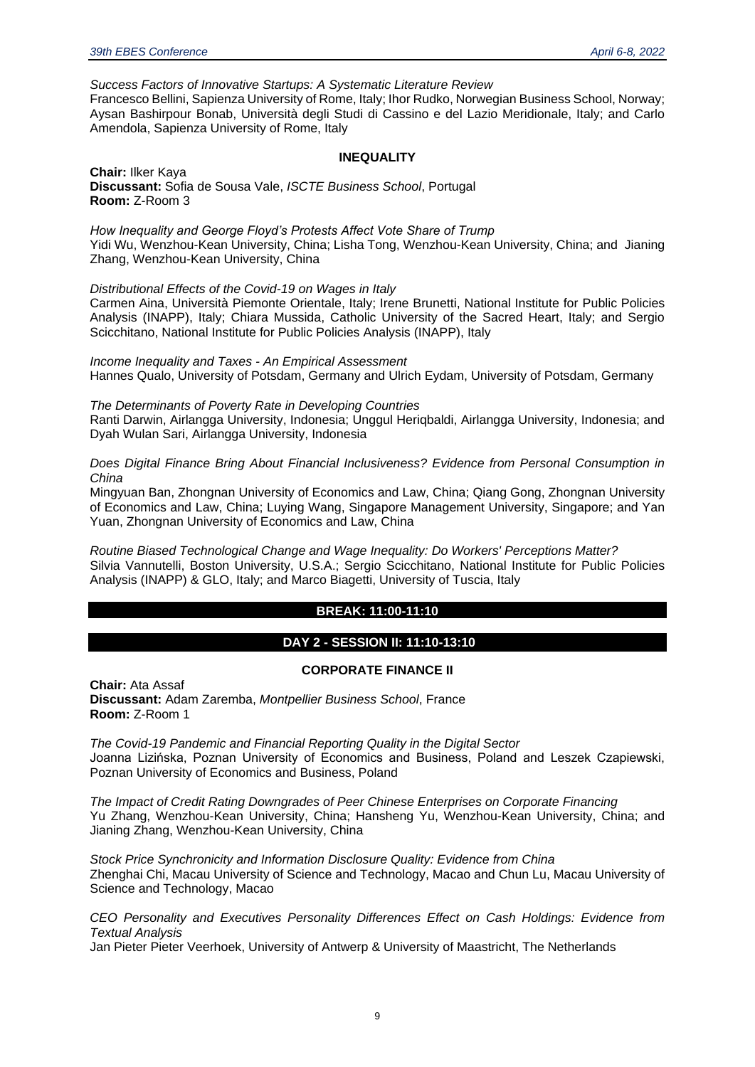*Success Factors of Innovative Startups: A Systematic Literature Review*
Francesco Bellini, Sapienza University of Rome, Italy; Ihor Rudko, Norwegian Business School, Norway; Aysan Bashirpour Bonab, Università degli Studi di Cassino e del Lazio Meridionale, Italy; and Carlo Amendola, Sapienza University of Rome, Italy

### INEQUALITY

**Chair:** Ilker Kaya
**Discussant:** Sofia de Sousa Vale, *ISCTE Business School*, Portugal
**Room:** Z-Room 3

*How Inequality and George Floyd's Protests Affect Vote Share of Trump*
Yidi Wu, Wenzhou-Kean University, China; Lisha Tong, Wenzhou-Kean University, China; and Jianing Zhang, Wenzhou-Kean University, China

*Distributional Effects of the Covid-19 on Wages in Italy*
Carmen Aina, Università Piemonte Orientale, Italy; Irene Brunetti, National Institute for Public Policies Analysis (INAPP), Italy; Chiara Mussida, Catholic University of the Sacred Heart, Italy; and Sergio Scicchitano, National Institute for Public Policies Analysis (INAPP), Italy

*Income Inequality and Taxes - An Empirical Assessment*
Hannes Qualo, University of Potsdam, Germany and Ulrich Eydam, University of Potsdam, Germany

*The Determinants of Poverty Rate in Developing Countries*
Ranti Darwin, Airlangga University, Indonesia; Unggul Heriqbaldi, Airlangga University, Indonesia; and Dyah Wulan Sari, Airlangga University, Indonesia

*Does Digital Finance Bring About Financial Inclusiveness? Evidence from Personal Consumption in China*
Mingyuan Ban, Zhongnan University of Economics and Law, China; Qiang Gong, Zhongnan University of Economics and Law, China; Luying Wang, Singapore Management University, Singapore; and Yan Yuan, Zhongnan University of Economics and Law, China

*Routine Biased Technological Change and Wage Inequality: Do Workers' Perceptions Matter?*
Silvia Vannutelli, Boston University, U.S.A.; Sergio Scicchitano, National Institute for Public Policies Analysis (INAPP) & GLO, Italy; and Marco Biagetti, University of Tuscia, Italy

**BREAK: 11:00-11:10**

## DAY 2 - SESSION II: 11:10-13:10

### CORPORATE FINANCE II

**Chair:** Ata Assaf
**Discussant:** Adam Zaremba, *Montpellier Business School*, France
**Room:** Z-Room 1

*The Covid-19 Pandemic and Financial Reporting Quality in the Digital Sector*
Joanna Lizińska, Poznan University of Economics and Business, Poland and Leszek Czapiewski, Poznan University of Economics and Business, Poland

*The Impact of Credit Rating Downgrades of Peer Chinese Enterprises on Corporate Financing*
Yu Zhang, Wenzhou-Kean University, China; Hansheng Yu, Wenzhou-Kean University, China; and Jianing Zhang, Wenzhou-Kean University, China

*Stock Price Synchronicity and Information Disclosure Quality: Evidence from China*
Zhenghai Chi, Macau University of Science and Technology, Macao and Chun Lu, Macau University of Science and Technology, Macao

*CEO Personality and Executives Personality Differences Effect on Cash Holdings: Evidence from Textual Analysis*
Jan Pieter Pieter Veerhoek, University of Antwerp & University of Maastricht, The Netherlands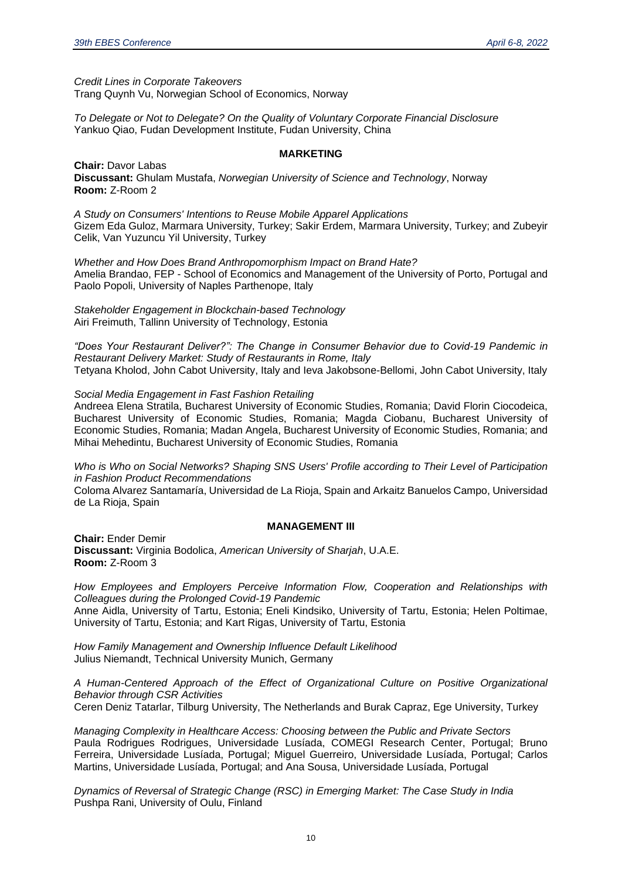*Credit Lines in Corporate Takeovers*
Trang Quynh Vu, Norwegian School of Economics, Norway

*To Delegate or Not to Delegate? On the Quality of Voluntary Corporate Financial Disclosure*
Yankuo Qiao, Fudan Development Institute, Fudan University, China

## MARKETING

**Chair:** Davor Labas
**Discussant:** Ghulam Mustafa, *Norwegian University of Science and Technology*, Norway
**Room:** Z-Room 2

*A Study on Consumers' Intentions to Reuse Mobile Apparel Applications*
Gizem Eda Guloz, Marmara University, Turkey; Sakir Erdem, Marmara University, Turkey; and Zubeyir Celik, Van Yuzuncu Yil University, Turkey

*Whether and How Does Brand Anthropomorphism Impact on Brand Hate?*
Amelia Brandao, FEP - School of Economics and Management of the University of Porto, Portugal and Paolo Popoli, University of Naples Parthenope, Italy

*Stakeholder Engagement in Blockchain-based Technology*
Airi Freimuth, Tallinn University of Technology, Estonia

*"Does Your Restaurant Deliver?": The Change in Consumer Behavior due to Covid-19 Pandemic in Restaurant Delivery Market: Study of Restaurants in Rome, Italy*
Tetyana Kholod, John Cabot University, Italy and Ieva Jakobsone-Bellomi, John Cabot University, Italy

*Social Media Engagement in Fast Fashion Retailing*
Andreea Elena Stratila, Bucharest University of Economic Studies, Romania; David Florin Ciocodeica, Bucharest University of Economic Studies, Romania; Magda Ciobanu, Bucharest University of Economic Studies, Romania; Madan Angela, Bucharest University of Economic Studies, Romania; and Mihai Mehedintu, Bucharest University of Economic Studies, Romania

*Who is Who on Social Networks? Shaping SNS Users' Profile according to Their Level of Participation in Fashion Product Recommendations*
Coloma Alvarez Santamaría, Universidad de La Rioja, Spain and Arkaitz Banuelos Campo, Universidad de La Rioja, Spain

## MANAGEMENT III

**Chair:** Ender Demir
**Discussant:** Virginia Bodolica, *American University of Sharjah*, U.A.E.
**Room:** Z-Room 3

*How Employees and Employers Perceive Information Flow, Cooperation and Relationships with Colleagues during the Prolonged Covid-19 Pandemic*
Anne Aidla, University of Tartu, Estonia; Eneli Kindsiko, University of Tartu, Estonia; Helen Poltimae, University of Tartu, Estonia; and Kart Rigas, University of Tartu, Estonia

*How Family Management and Ownership Influence Default Likelihood*
Julius Niemandt, Technical University Munich, Germany

*A Human-Centered Approach of the Effect of Organizational Culture on Positive Organizational Behavior through CSR Activities*
Ceren Deniz Tatarlar, Tilburg University, The Netherlands and Burak Capraz, Ege University, Turkey

*Managing Complexity in Healthcare Access: Choosing between the Public and Private Sectors*
Paula Rodrigues Rodrigues, Universidade Lusíada, COMEGI Research Center, Portugal; Bruno Ferreira, Universidade Lusíada, Portugal; Miguel Guerreiro, Universidade Lusíada, Portugal; Carlos Martins, Universidade Lusíada, Portugal; and Ana Sousa, Universidade Lusíada, Portugal

*Dynamics of Reversal of Strategic Change (RSC) in Emerging Market: The Case Study in India*
Pushpa Rani, University of Oulu, Finland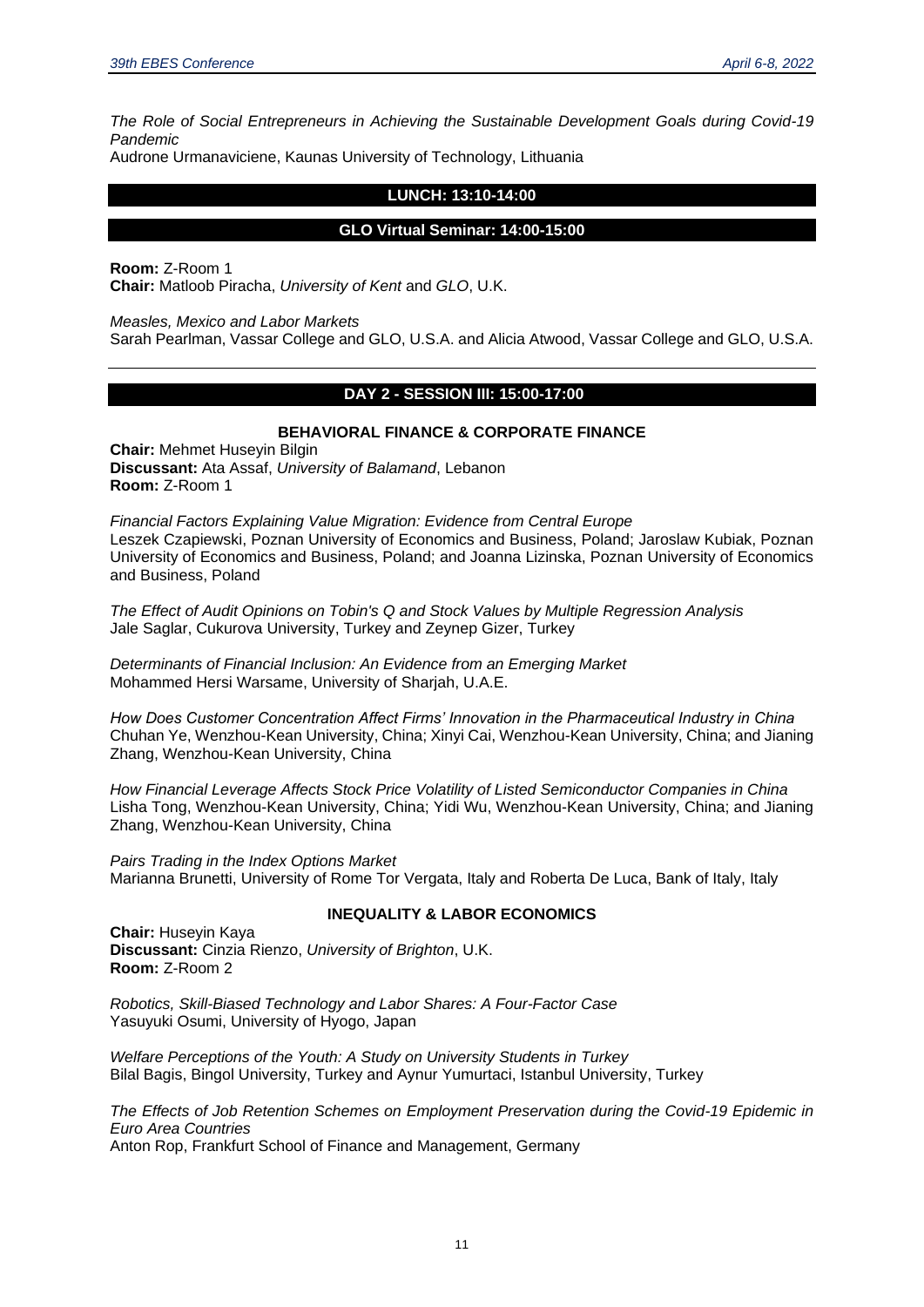*The Role of Social Entrepreneurs in Achieving the Sustainable Development Goals during Covid-19 Pandemic*
Audrone Urmanaviciene, Kaunas University of Technology, Lithuania

## LUNCH: 13:10-14:00

## GLO Virtual Seminar: 14:00-15:00

**Room:** Z-Room 1
**Chair:** Matloob Piracha, *University of Kent* and *GLO*, U.K.

*Measles, Mexico and Labor Markets*
Sarah Pearlman, Vassar College and GLO, U.S.A. and Alicia Atwood, Vassar College and GLO, U.S.A.

---

## DAY 2 - SESSION III: 15:00-17:00

### BEHAVIORAL FINANCE & CORPORATE FINANCE

**Chair:** Mehmet Huseyin Bilgin
**Discussant:** Ata Assaf, *University of Balamand*, Lebanon
**Room:** Z-Room 1

*Financial Factors Explaining Value Migration: Evidence from Central Europe*
Leszek Czapiewski, Poznan University of Economics and Business, Poland; Jaroslaw Kubiak, Poznan University of Economics and Business, Poland; and Joanna Lizinska, Poznan University of Economics and Business, Poland

*The Effect of Audit Opinions on Tobin's Q and Stock Values by Multiple Regression Analysis*
Jale Saglar, Cukurova University, Turkey and Zeynep Gizer, Turkey

*Determinants of Financial Inclusion: An Evidence from an Emerging Market*
Mohammed Hersi Warsame, University of Sharjah, U.A.E.

*How Does Customer Concentration Affect Firms' Innovation in the Pharmaceutical Industry in China*
Chuhan Ye, Wenzhou-Kean University, China; Xinyi Cai, Wenzhou-Kean University, China; and Jianing Zhang, Wenzhou-Kean University, China

*How Financial Leverage Affects Stock Price Volatility of Listed Semiconductor Companies in China*
Lisha Tong, Wenzhou-Kean University, China; Yidi Wu, Wenzhou-Kean University, China; and Jianing Zhang, Wenzhou-Kean University, China

*Pairs Trading in the Index Options Market*
Marianna Brunetti, University of Rome Tor Vergata, Italy and Roberta De Luca, Bank of Italy, Italy

### INEQUALITY & LABOR ECONOMICS

**Chair:** Huseyin Kaya
**Discussant:** Cinzia Rienzo, *University of Brighton*, U.K.
**Room:** Z-Room 2

*Robotics, Skill-Biased Technology and Labor Shares: A Four-Factor Case*
Yasuyuki Osumi, University of Hyogo, Japan

*Welfare Perceptions of the Youth: A Study on University Students in Turkey*
Bilal Bagis, Bingol University, Turkey and Aynur Yumurtaci, Istanbul University, Turkey

*The Effects of Job Retention Schemes on Employment Preservation during the Covid-19 Epidemic in Euro Area Countries*
Anton Rop, Frankfurt School of Finance and Management, Germany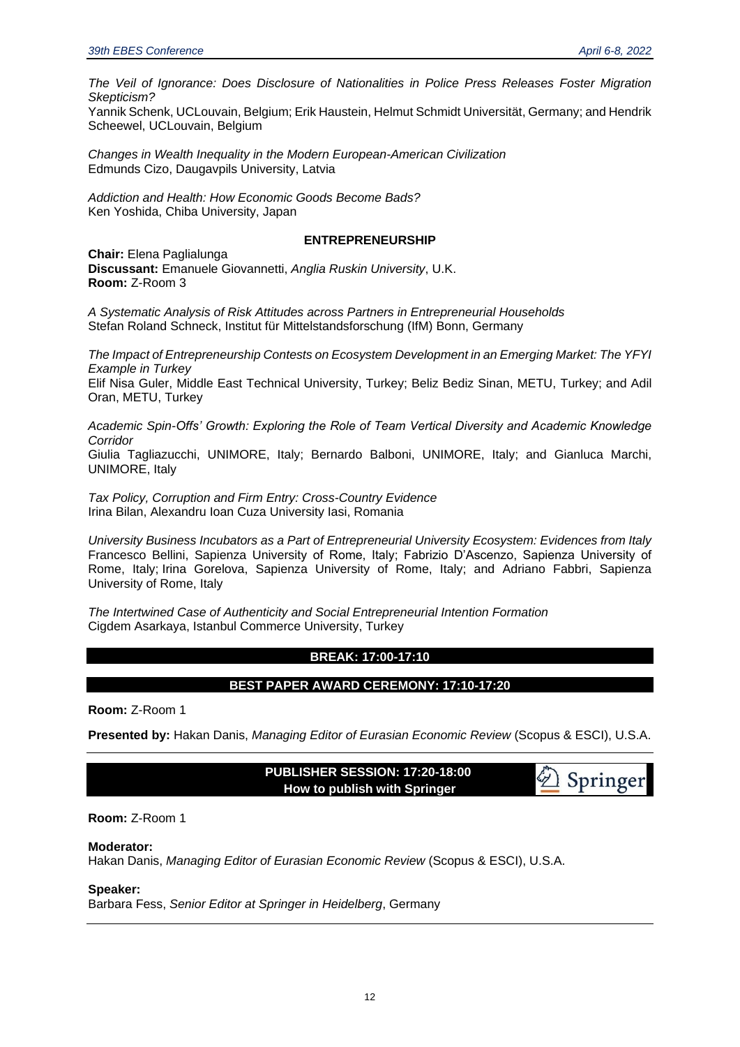*The Veil of Ignorance: Does Disclosure of Nationalities in Police Press Releases Foster Migration Skepticism?*
Yannik Schenk, UCLouvain, Belgium; Erik Haustein, Helmut Schmidt Universität, Germany; and Hendrik Scheewel, UCLouvain, Belgium

*Changes in Wealth Inequality in the Modern European-American Civilization*
Edmunds Cizo, Daugavpils University, Latvia

*Addiction and Health: How Economic Goods Become Bads?*
Ken Yoshida, Chiba University, Japan

### ENTREPRENEURSHIP

**Chair:** Elena Paglialunga
**Discussant:** Emanuele Giovannetti, *Anglia Ruskin University*, U.K.
**Room:** Z-Room 3

*A Systematic Analysis of Risk Attitudes across Partners in Entrepreneurial Households*
Stefan Roland Schneck, Institut für Mittelstandsforschung (IfM) Bonn, Germany

*The Impact of Entrepreneurship Contests on Ecosystem Development in an Emerging Market: The YFYI Example in Turkey*
Elif Nisa Guler, Middle East Technical University, Turkey; Beliz Bediz Sinan, METU, Turkey; and Adil Oran, METU, Turkey

*Academic Spin-Offs' Growth: Exploring the Role of Team Vertical Diversity and Academic Knowledge Corridor*
Giulia Tagliazucchi, UNIMORE, Italy; Bernardo Balboni, UNIMORE, Italy; and Gianluca Marchi, UNIMORE, Italy

*Tax Policy, Corruption and Firm Entry: Cross-Country Evidence*
Irina Bilan, Alexandru Ioan Cuza University Iasi, Romania

*University Business Incubators as a Part of Entrepreneurial University Ecosystem: Evidences from Italy*
Francesco Bellini, Sapienza University of Rome, Italy; Fabrizio D'Ascenzo, Sapienza University of Rome, Italy; Irina Gorelova, Sapienza University of Rome, Italy; and Adriano Fabbri, Sapienza University of Rome, Italy

*The Intertwined Case of Authenticity and Social Entrepreneurial Intention Formation*
Cigdem Asarkaya, Istanbul Commerce University, Turkey

### BREAK: 17:00-17:10

### BEST PAPER AWARD CEREMONY: 17:10-17:20

**Room:** Z-Room 1

**Presented by:** Hakan Danis, *Managing Editor of Eurasian Economic Review* (Scopus & ESCI), U.S.A.

---

### PUBLISHER SESSION: 17:20-18:00
### How to publish with Springer

Springer

**Room:** Z-Room 1

**Moderator:**
Hakan Danis, *Managing Editor of Eurasian Economic Review* (Scopus & ESCI), U.S.A.

**Speaker:**
Barbara Fess, *Senior Editor at Springer in Heidelberg*, Germany

---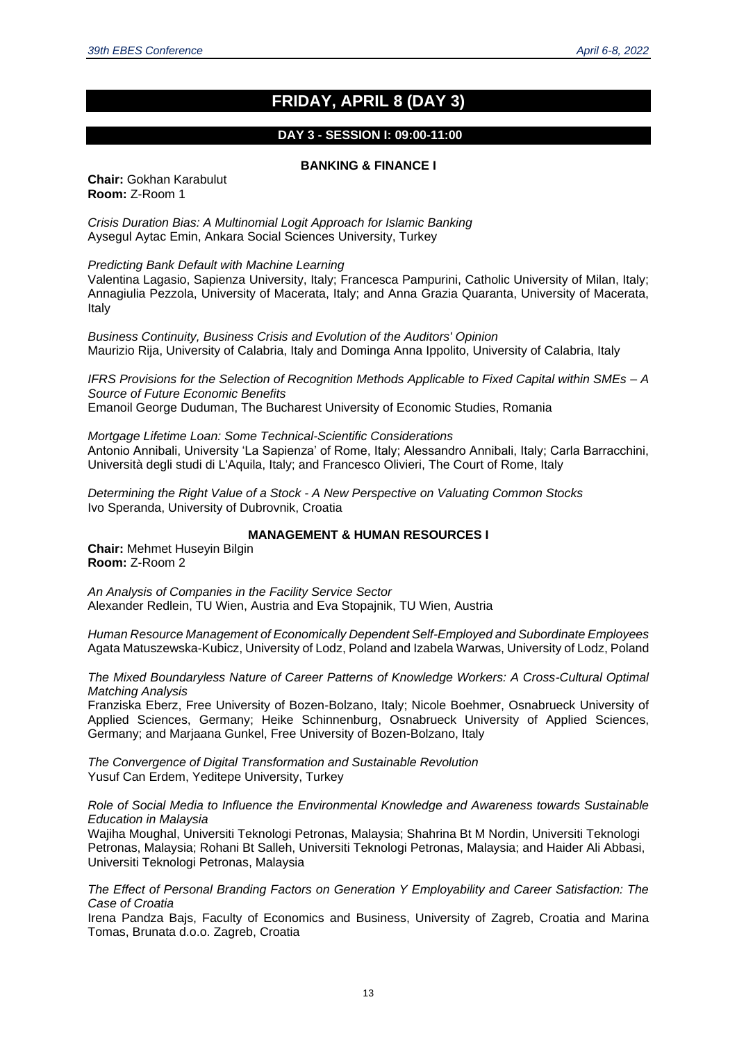# FRIDAY, APRIL 8 (DAY 3)

## DAY 3 - SESSION I: 09:00-11:00

### BANKING & FINANCE I

**Chair:** Gokhan Karabulut
**Room:** Z-Room 1

*Crisis Duration Bias: A Multinomial Logit Approach for Islamic Banking*
Aysegul Aytac Emin, Ankara Social Sciences University, Turkey

*Predicting Bank Default with Machine Learning*
Valentina Lagasio, Sapienza University, Italy; Francesca Pampurini, Catholic University of Milan, Italy; Annagiulia Pezzola, University of Macerata, Italy; and Anna Grazia Quaranta, University of Macerata, Italy

*Business Continuity, Business Crisis and Evolution of the Auditors' Opinion*
Maurizio Rija, University of Calabria, Italy and Dominga Anna Ippolito, University of Calabria, Italy

*IFRS Provisions for the Selection of Recognition Methods Applicable to Fixed Capital within SMEs – A Source of Future Economic Benefits*
Emanoil George Duduman, The Bucharest University of Economic Studies, Romania

*Mortgage Lifetime Loan: Some Technical-Scientific Considerations*
Antonio Annibali, University 'La Sapienza' of Rome, Italy; Alessandro Annibali, Italy; Carla Barracchini, Università degli studi di L'Aquila, Italy; and Francesco Olivieri, The Court of Rome, Italy

*Determining the Right Value of a Stock - A New Perspective on Valuating Common Stocks*
Ivo Speranda, University of Dubrovnik, Croatia

### MANAGEMENT & HUMAN RESOURCES I

**Chair:** Mehmet Huseyin Bilgin
**Room:** Z-Room 2

*An Analysis of Companies in the Facility Service Sector*
Alexander Redlein, TU Wien, Austria and Eva Stopajnik, TU Wien, Austria

*Human Resource Management of Economically Dependent Self-Employed and Subordinate Employees*
Agata Matuszewska-Kubicz, University of Lodz, Poland and Izabela Warwas, University of Lodz, Poland

*The Mixed Boundaryless Nature of Career Patterns of Knowledge Workers: A Cross-Cultural Optimal Matching Analysis*
Franziska Eberz, Free University of Bozen-Bolzano, Italy; Nicole Boehmer, Osnabrueck University of Applied Sciences, Germany; Heike Schinnenburg, Osnabrueck University of Applied Sciences, Germany; and Marjaana Gunkel, Free University of Bozen-Bolzano, Italy

*The Convergence of Digital Transformation and Sustainable Revolution*
Yusuf Can Erdem, Yeditepe University, Turkey

*Role of Social Media to Influence the Environmental Knowledge and Awareness towards Sustainable Education in Malaysia*
Wajiha Moughal, Universiti Teknologi Petronas, Malaysia; Shahrina Bt M Nordin, Universiti Teknologi Petronas, Malaysia; Rohani Bt Salleh, Universiti Teknologi Petronas, Malaysia; and Haider Ali Abbasi, Universiti Teknologi Petronas, Malaysia

*The Effect of Personal Branding Factors on Generation Y Employability and Career Satisfaction: The Case of Croatia*
Irena Pandza Bajs, Faculty of Economics and Business, University of Zagreb, Croatia and Marina Tomas, Brunata d.o.o. Zagreb, Croatia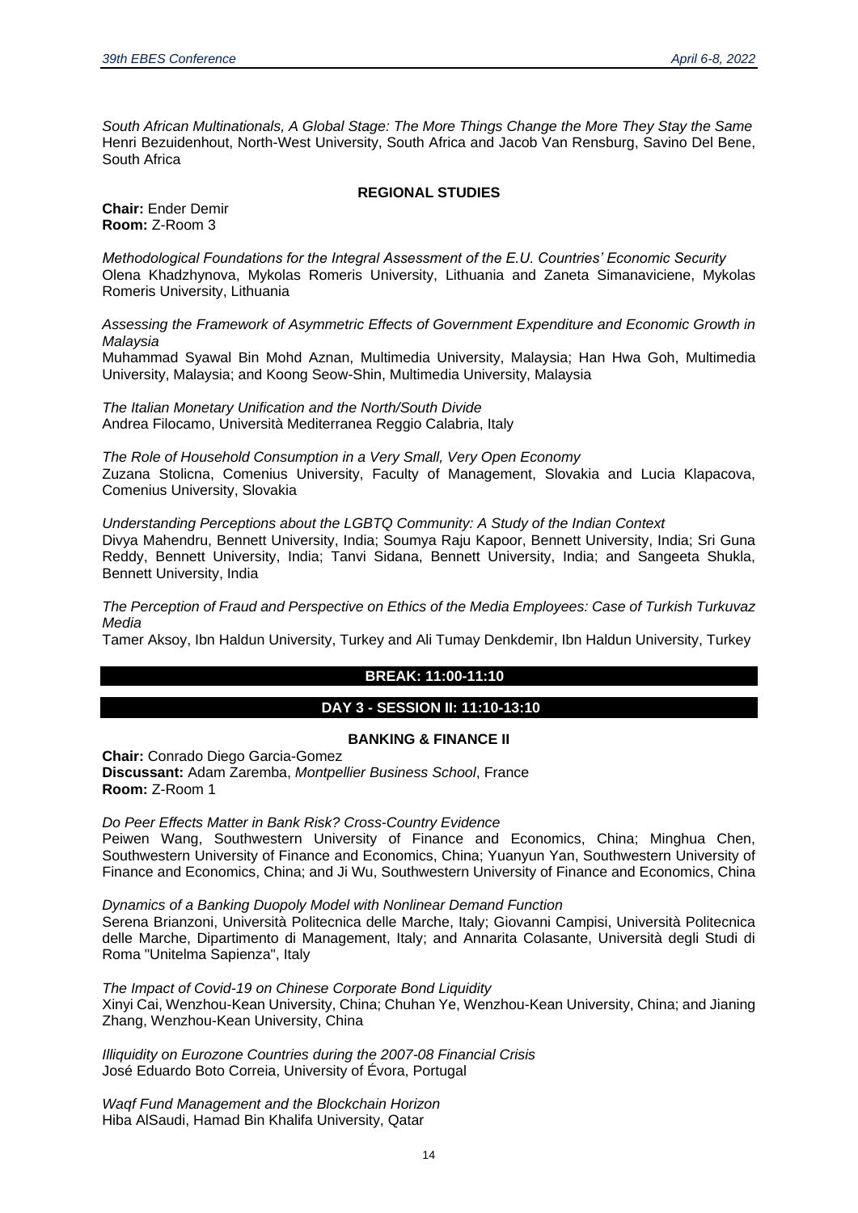*South African Multinationals, A Global Stage: The More Things Change the More They Stay the Same*
Henri Bezuidenhout, North-West University, South Africa and Jacob Van Rensburg, Savino Del Bene, South Africa

**REGIONAL STUDIES**

**Chair:** Ender Demir
**Room:** Z-Room 3

*Methodological Foundations for the Integral Assessment of the E.U. Countries' Economic Security*
Olena Khadzhynova, Mykolas Romeris University, Lithuania and Zaneta Simanaviciene, Mykolas Romeris University, Lithuania

*Assessing the Framework of Asymmetric Effects of Government Expenditure and Economic Growth in Malaysia*
Muhammad Syawal Bin Mohd Aznan, Multimedia University, Malaysia; Han Hwa Goh, Multimedia University, Malaysia; and Koong Seow-Shin, Multimedia University, Malaysia

*The Italian Monetary Unification and the North/South Divide*
Andrea Filocamo, Università Mediterranea Reggio Calabria, Italy

*The Role of Household Consumption in a Very Small, Very Open Economy*
Zuzana Stolicna, Comenius University, Faculty of Management, Slovakia and Lucia Klapacova, Comenius University, Slovakia

*Understanding Perceptions about the LGBTQ Community: A Study of the Indian Context*
Divya Mahendru, Bennett University, India; Soumya Raju Kapoor, Bennett University, India; Sri Guna Reddy, Bennett University, India; Tanvi Sidana, Bennett University, India; and Sangeeta Shukla, Bennett University, India

*The Perception of Fraud and Perspective on Ethics of the Media Employees: Case of Turkish Turkuvaz Media*
Tamer Aksoy, Ibn Haldun University, Turkey and Ali Tumay Denkdemir, Ibn Haldun University, Turkey

**BREAK: 11:00-11:10**

## DAY 3 - SESSION II: 11:10-13:10

**BANKING & FINANCE II**

**Chair:** Conrado Diego Garcia-Gomez
**Discussant:** Adam Zaremba, *Montpellier Business School*, France
**Room:** Z-Room 1

*Do Peer Effects Matter in Bank Risk? Cross-Country Evidence*
Peiwen Wang, Southwestern University of Finance and Economics, China; Minghua Chen, Southwestern University of Finance and Economics, China; Yuanyun Yan, Southwestern University of Finance and Economics, China; and Ji Wu, Southwestern University of Finance and Economics, China

*Dynamics of a Banking Duopoly Model with Nonlinear Demand Function*
Serena Brianzoni, Università Politecnica delle Marche, Italy; Giovanni Campisi, Università Politecnica delle Marche, Dipartimento di Management, Italy; and Annarita Colasante, Università degli Studi di Roma "Unitelma Sapienza", Italy

*The Impact of Covid-19 on Chinese Corporate Bond Liquidity*
Xinyi Cai, Wenzhou-Kean University, China; Chuhan Ye, Wenzhou-Kean University, China; and Jianing Zhang, Wenzhou-Kean University, China

*Illiquidity on Eurozone Countries during the 2007-08 Financial Crisis*
José Eduardo Boto Correia, University of Évora, Portugal

*Waqf Fund Management and the Blockchain Horizon*
Hiba AlSaudi, Hamad Bin Khalifa University, Qatar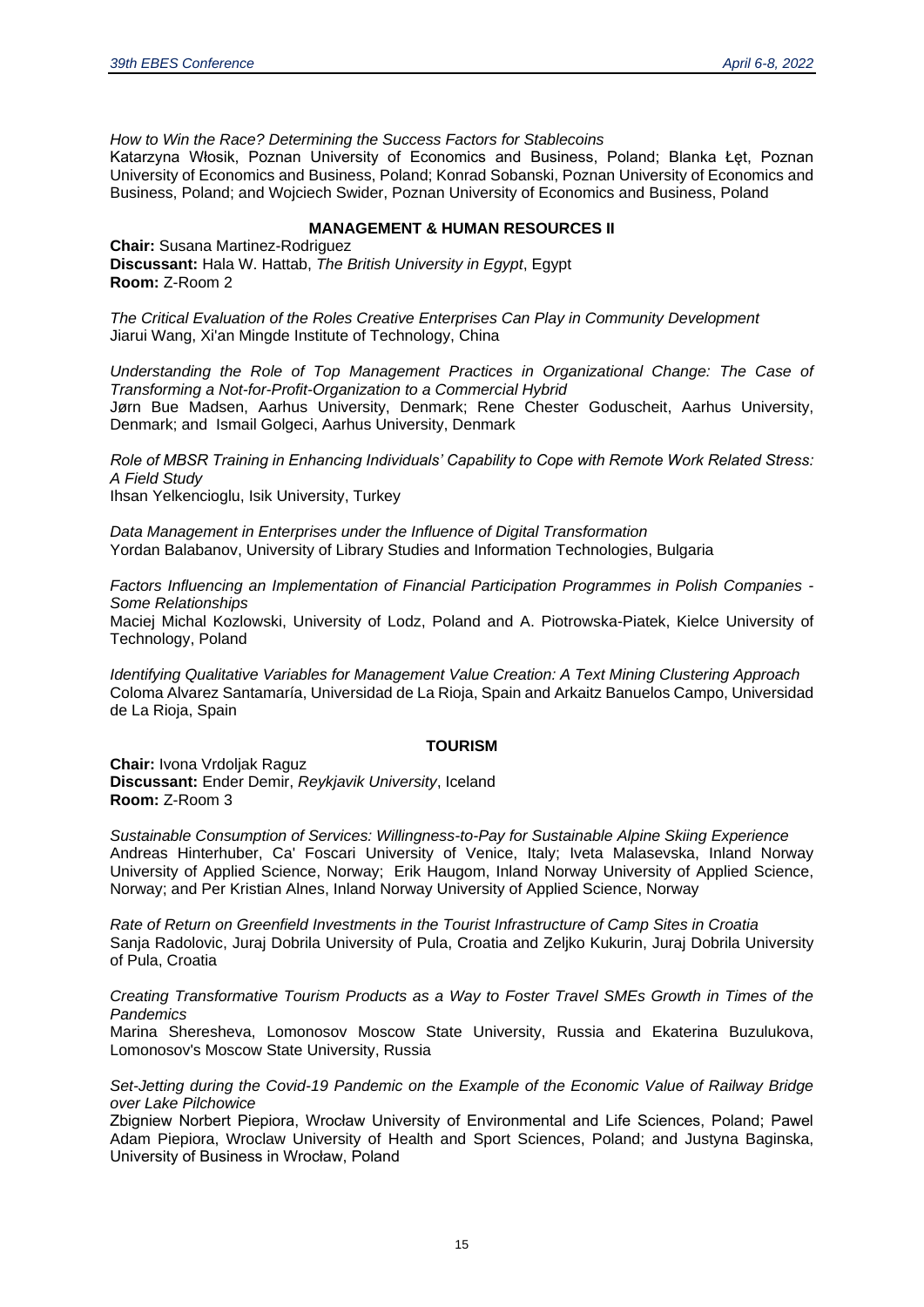*How to Win the Race? Determining the Success Factors for Stablecoins*
Katarzyna Włosik, Poznan University of Economics and Business, Poland; Blanka Łęt, Poznan University of Economics and Business, Poland; Konrad Sobanski, Poznan University of Economics and Business, Poland; and Wojciech Swider, Poznan University of Economics and Business, Poland

### MANAGEMENT & HUMAN RESOURCES II

**Chair:** Susana Martinez-Rodriguez
**Discussant:** Hala W. Hattab, *The British University in Egypt*, Egypt
**Room:** Z-Room 2

*The Critical Evaluation of the Roles Creative Enterprises Can Play in Community Development*
Jiarui Wang, Xi'an Mingde Institute of Technology, China

*Understanding the Role of Top Management Practices in Organizational Change: The Case of Transforming a Not-for-Profit-Organization to a Commercial Hybrid*
Jørn Bue Madsen, Aarhus University, Denmark; Rene Chester Goduscheit, Aarhus University, Denmark; and Ismail Golgeci, Aarhus University, Denmark

*Role of MBSR Training in Enhancing Individuals' Capability to Cope with Remote Work Related Stress: A Field Study*
Ihsan Yelkencioglu, Isik University, Turkey

*Data Management in Enterprises under the Influence of Digital Transformation*
Yordan Balabanov, University of Library Studies and Information Technologies, Bulgaria

*Factors Influencing an Implementation of Financial Participation Programmes in Polish Companies - Some Relationships*
Maciej Michal Kozlowski, University of Lodz, Poland and A. Piotrowska-Piatek, Kielce University of Technology, Poland

*Identifying Qualitative Variables for Management Value Creation: A Text Mining Clustering Approach*
Coloma Alvarez Santamaría, Universidad de La Rioja, Spain and Arkaitz Banuelos Campo, Universidad de La Rioja, Spain

### TOURISM

**Chair:** Ivona Vrdoljak Raguz
**Discussant:** Ender Demir, *Reykjavik University*, Iceland
**Room:** Z-Room 3

*Sustainable Consumption of Services: Willingness-to-Pay for Sustainable Alpine Skiing Experience*
Andreas Hinterhuber, Ca' Foscari University of Venice, Italy; Iveta Malasevska, Inland Norway University of Applied Science, Norway; Erik Haugom, Inland Norway University of Applied Science, Norway; and Per Kristian Alnes, Inland Norway University of Applied Science, Norway

*Rate of Return on Greenfield Investments in the Tourist Infrastructure of Camp Sites in Croatia*
Sanja Radolovic, Juraj Dobrila University of Pula, Croatia and Zeljko Kukurin, Juraj Dobrila University of Pula, Croatia

*Creating Transformative Tourism Products as a Way to Foster Travel SMEs Growth in Times of the Pandemics*
Marina Sheresheva, Lomonosov Moscow State University, Russia and Ekaterina Buzulukova, Lomonosov's Moscow State University, Russia

*Set-Jetting during the Covid-19 Pandemic on the Example of the Economic Value of Railway Bridge over Lake Pilchowice*
Zbigniew Norbert Piepiora, Wrocław University of Environmental and Life Sciences, Poland; Pawel Adam Piepiora, Wroclaw University of Health and Sport Sciences, Poland; and Justyna Baginska, University of Business in Wrocław, Poland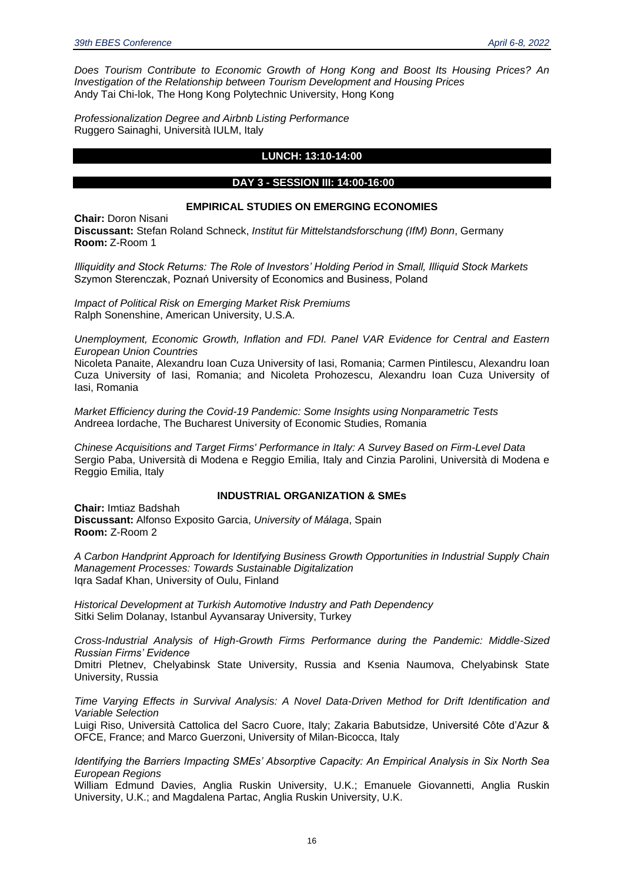*Does Tourism Contribute to Economic Growth of Hong Kong and Boost Its Housing Prices? An Investigation of the Relationship between Tourism Development and Housing Prices*
Andy Tai Chi-lok, The Hong Kong Polytechnic University, Hong Kong

*Professionalization Degree and Airbnb Listing Performance*
Ruggero Sainaghi, Università IULM, Italy

## LUNCH: 13:10-14:00

## DAY 3 - SESSION III: 14:00-16:00

### EMPIRICAL STUDIES ON EMERGING ECONOMIES

**Chair:** Doron Nisani
**Discussant:** Stefan Roland Schneck, *Institut für Mittelstandsforschung (IfM) Bonn*, Germany
**Room:** Z-Room 1

*Illiquidity and Stock Returns: The Role of Investors' Holding Period in Small, Illiquid Stock Markets*
Szymon Sterenczak, Poznań University of Economics and Business, Poland

*Impact of Political Risk on Emerging Market Risk Premiums*
Ralph Sonenshine, American University, U.S.A.

*Unemployment, Economic Growth, Inflation and FDI. Panel VAR Evidence for Central and Eastern European Union Countries*
Nicoleta Panaite, Alexandru Ioan Cuza University of Iasi, Romania; Carmen Pintilescu, Alexandru Ioan Cuza University of Iasi, Romania; and Nicoleta Prohozescu, Alexandru Ioan Cuza University of Iasi, Romania

*Market Efficiency during the Covid-19 Pandemic: Some Insights using Nonparametric Tests*
Andreea Iordache, The Bucharest University of Economic Studies, Romania

*Chinese Acquisitions and Target Firms' Performance in Italy: A Survey Based on Firm-Level Data*
Sergio Paba, Università di Modena e Reggio Emilia, Italy and Cinzia Parolini, Università di Modena e Reggio Emilia, Italy

### INDUSTRIAL ORGANIZATION & SMEs

**Chair:** Imtiaz Badshah
**Discussant:** Alfonso Exposito Garcia, *University of Málaga*, Spain
**Room:** Z-Room 2

*A Carbon Handprint Approach for Identifying Business Growth Opportunities in Industrial Supply Chain Management Processes: Towards Sustainable Digitalization*
Iqra Sadaf Khan, University of Oulu, Finland

*Historical Development at Turkish Automotive Industry and Path Dependency*
Sitki Selim Dolanay, Istanbul Ayvansaray University, Turkey

*Cross-Industrial Analysis of High-Growth Firms Performance during the Pandemic: Middle-Sized Russian Firms' Evidence*
Dmitri Pletnev, Chelyabinsk State University, Russia and Ksenia Naumova, Chelyabinsk State University, Russia

*Time Varying Effects in Survival Analysis: A Novel Data-Driven Method for Drift Identification and Variable Selection*
Luigi Riso, Università Cattolica del Sacro Cuore, Italy; Zakaria Babutsidze, Université Côte d'Azur & OFCE, France; and Marco Guerzoni, University of Milan-Bicocca, Italy

*Identifying the Barriers Impacting SMEs' Absorptive Capacity: An Empirical Analysis in Six North Sea European Regions*
William Edmund Davies, Anglia Ruskin University, U.K.; Emanuele Giovannetti, Anglia Ruskin University, U.K.; and Magdalena Partac, Anglia Ruskin University, U.K.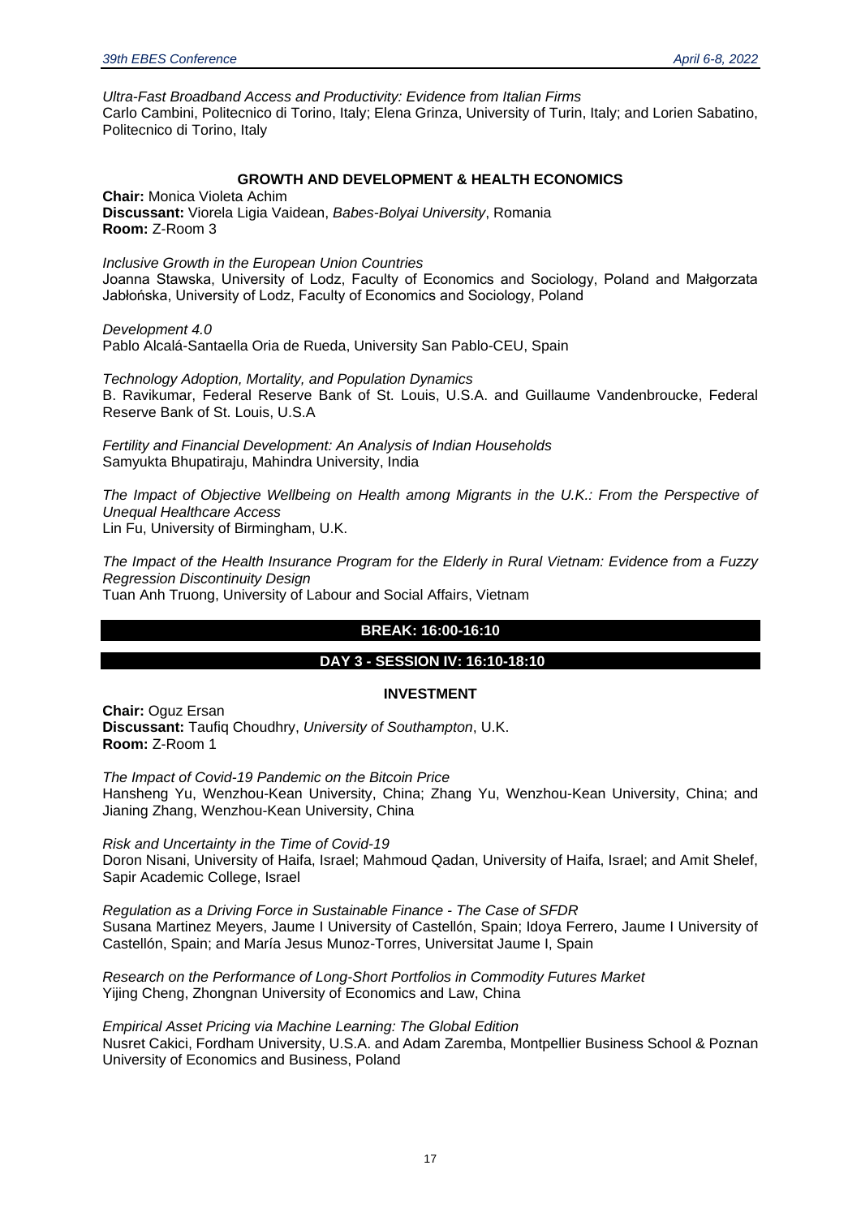*Ultra-Fast Broadband Access and Productivity: Evidence from Italian Firms*
Carlo Cambini, Politecnico di Torino, Italy; Elena Grinza, University of Turin, Italy; and Lorien Sabatino, Politecnico di Torino, Italy

### GROWTH AND DEVELOPMENT & HEALTH ECONOMICS

**Chair:** Monica Violeta Achim
**Discussant:** Viorela Ligia Vaidean, *Babes-Bolyai University*, Romania
**Room:** Z-Room 3

*Inclusive Growth in the European Union Countries*
Joanna Stawska, University of Lodz, Faculty of Economics and Sociology, Poland and Małgorzata Jabłońska, University of Lodz, Faculty of Economics and Sociology, Poland

*Development 4.0*
Pablo Alcalá-Santaella Oria de Rueda, University San Pablo-CEU, Spain

*Technology Adoption, Mortality, and Population Dynamics*
B. Ravikumar, Federal Reserve Bank of St. Louis, U.S.A. and Guillaume Vandenbroucke, Federal Reserve Bank of St. Louis, U.S.A

*Fertility and Financial Development: An Analysis of Indian Households*
Samyukta Bhupatiraju, Mahindra University, India

*The Impact of Objective Wellbeing on Health among Migrants in the U.K.: From the Perspective of Unequal Healthcare Access*
Lin Fu, University of Birmingham, U.K.

*The Impact of the Health Insurance Program for the Elderly in Rural Vietnam: Evidence from a Fuzzy Regression Discontinuity Design*
Tuan Anh Truong, University of Labour and Social Affairs, Vietnam

## BREAK: 16:00-16:10

## DAY 3 - SESSION IV: 16:10-18:10

### INVESTMENT

**Chair:** Oguz Ersan
**Discussant:** Taufiq Choudhry, *University of Southampton*, U.K.
**Room:** Z-Room 1

*The Impact of Covid-19 Pandemic on the Bitcoin Price*
Hansheng Yu, Wenzhou-Kean University, China; Zhang Yu, Wenzhou-Kean University, China; and Jianing Zhang, Wenzhou-Kean University, China

*Risk and Uncertainty in the Time of Covid-19*
Doron Nisani, University of Haifa, Israel; Mahmoud Qadan, University of Haifa, Israel; and Amit Shelef, Sapir Academic College, Israel

*Regulation as a Driving Force in Sustainable Finance - The Case of SFDR*
Susana Martinez Meyers, Jaume I University of Castellón, Spain; Idoya Ferrero, Jaume I University of Castellón, Spain; and María Jesus Munoz-Torres, Universitat Jaume I, Spain

*Research on the Performance of Long-Short Portfolios in Commodity Futures Market*
Yijing Cheng, Zhongnan University of Economics and Law, China

*Empirical Asset Pricing via Machine Learning: The Global Edition*
Nusret Cakici, Fordham University, U.S.A. and Adam Zaremba, Montpellier Business School & Poznan University of Economics and Business, Poland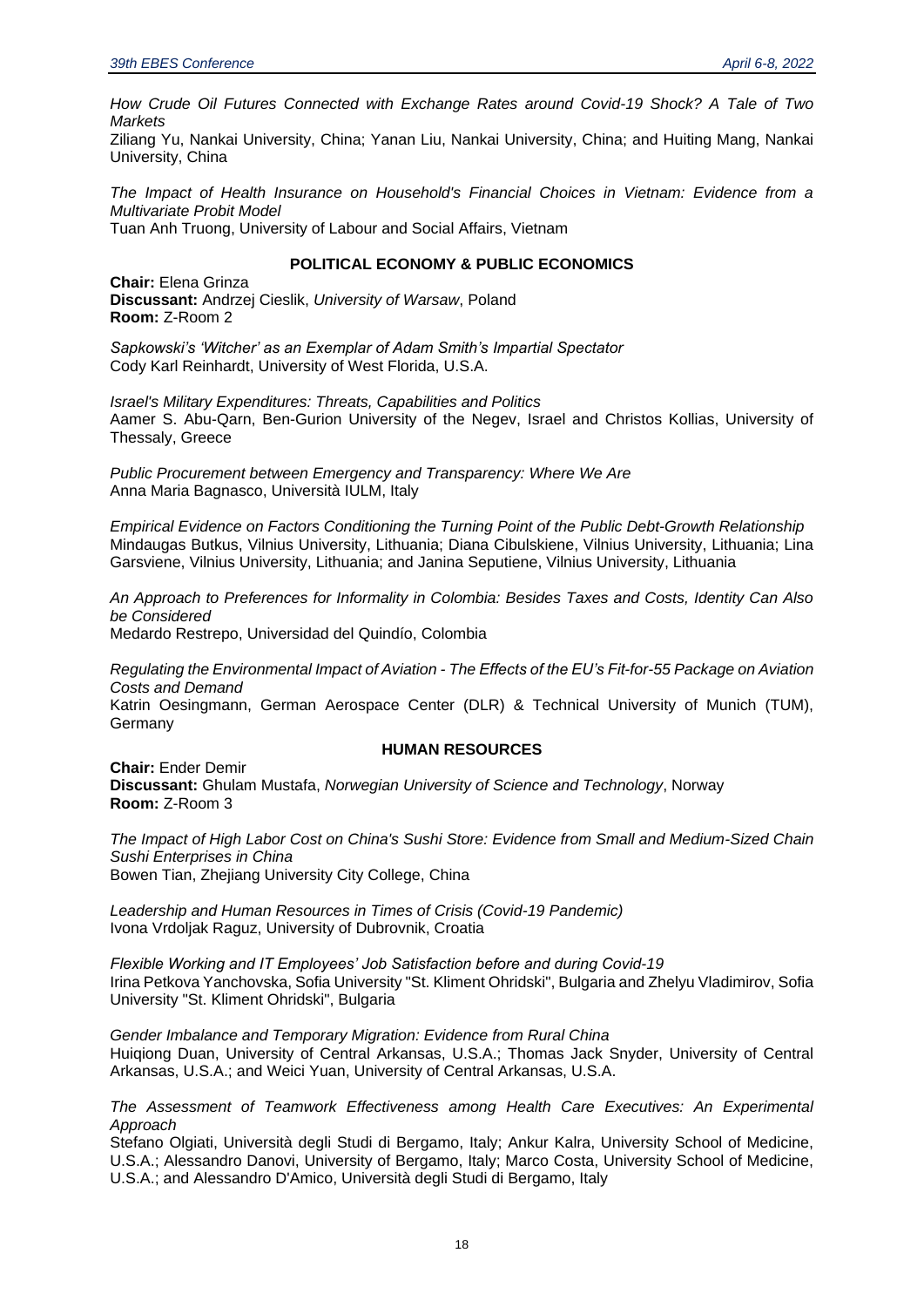*How Crude Oil Futures Connected with Exchange Rates around Covid-19 Shock? A Tale of Two Markets*
Ziliang Yu, Nankai University, China; Yanan Liu, Nankai University, China; and Huiting Mang, Nankai University, China

*The Impact of Health Insurance on Household's Financial Choices in Vietnam: Evidence from a Multivariate Probit Model*
Tuan Anh Truong, University of Labour and Social Affairs, Vietnam

### POLITICAL ECONOMY & PUBLIC ECONOMICS

**Chair:** Elena Grinza
**Discussant:** Andrzej Cieslik, *University of Warsaw*, Poland
**Room:** Z-Room 2

*Sapkowski's 'Witcher' as an Exemplar of Adam Smith's Impartial Spectator*
Cody Karl Reinhardt, University of West Florida, U.S.A.

*Israel's Military Expenditures: Threats, Capabilities and Politics*
Aamer S. Abu-Qarn, Ben-Gurion University of the Negev, Israel and Christos Kollias, University of Thessaly, Greece

*Public Procurement between Emergency and Transparency: Where We Are*
Anna Maria Bagnasco, Università IULM, Italy

*Empirical Evidence on Factors Conditioning the Turning Point of the Public Debt-Growth Relationship*
Mindaugas Butkus, Vilnius University, Lithuania; Diana Cibulskiene, Vilnius University, Lithuania; Lina Garsviene, Vilnius University, Lithuania; and Janina Seputiene, Vilnius University, Lithuania

*An Approach to Preferences for Informality in Colombia: Besides Taxes and Costs, Identity Can Also be Considered*
Medardo Restrepo, Universidad del Quindío, Colombia

*Regulating the Environmental Impact of Aviation - The Effects of the EU's Fit-for-55 Package on Aviation Costs and Demand*
Katrin Oesingmann, German Aerospace Center (DLR) & Technical University of Munich (TUM), Germany

### HUMAN RESOURCES

**Chair:** Ender Demir
**Discussant:** Ghulam Mustafa, *Norwegian University of Science and Technology*, Norway
**Room:** Z-Room 3

*The Impact of High Labor Cost on China's Sushi Store: Evidence from Small and Medium-Sized Chain Sushi Enterprises in China*
Bowen Tian, Zhejiang University City College, China

*Leadership and Human Resources in Times of Crisis (Covid-19 Pandemic)*
Ivona Vrdoljak Raguz, University of Dubrovnik, Croatia

*Flexible Working and IT Employees' Job Satisfaction before and during Covid-19*
Irina Petkova Yanchovska, Sofia University "St. Kliment Ohridski", Bulgaria and Zhelyu Vladimirov, Sofia University "St. Kliment Ohridski", Bulgaria

*Gender Imbalance and Temporary Migration: Evidence from Rural China*
Huiqiong Duan, University of Central Arkansas, U.S.A.; Thomas Jack Snyder, University of Central Arkansas, U.S.A.; and Weici Yuan, University of Central Arkansas, U.S.A.

*The Assessment of Teamwork Effectiveness among Health Care Executives: An Experimental Approach*
Stefano Olgiati, Università degli Studi di Bergamo, Italy; Ankur Kalra, University School of Medicine, U.S.A.; Alessandro Danovi, University of Bergamo, Italy; Marco Costa, University School of Medicine, U.S.A.; and Alessandro D'Amico, Università degli Studi di Bergamo, Italy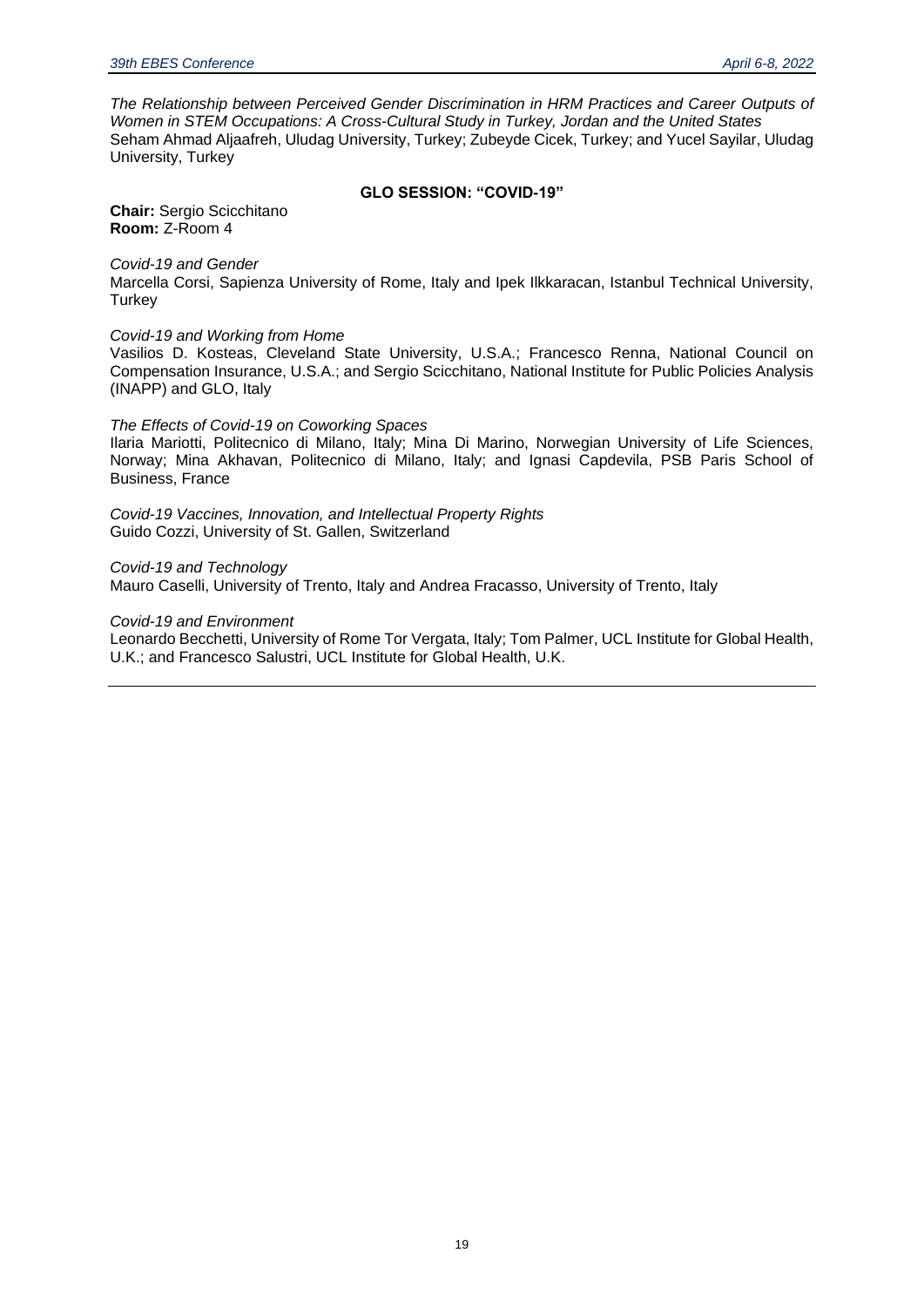*The Relationship between Perceived Gender Discrimination in HRM Practices and Career Outputs of Women in STEM Occupations: A Cross-Cultural Study in Turkey, Jordan and the United States*
Seham Ahmad Aljaafreh, Uludag University, Turkey; Zubeyde Cicek, Turkey; and Yucel Sayilar, Uludag University, Turkey

### GLO SESSION: "COVID-19"

**Chair:** Sergio Scicchitano
**Room:** Z-Room 4

*Covid-19 and Gender*
Marcella Corsi, Sapienza University of Rome, Italy and Ipek Ilkkaracan, Istanbul Technical University, Turkey

*Covid-19 and Working from Home*
Vasilios D. Kosteas, Cleveland State University, U.S.A.; Francesco Renna, National Council on Compensation Insurance, U.S.A.; and Sergio Scicchitano, National Institute for Public Policies Analysis (INAPP) and GLO, Italy

*The Effects of Covid-19 on Coworking Spaces*
Ilaria Mariotti, Politecnico di Milano, Italy; Mina Di Marino, Norwegian University of Life Sciences, Norway; Mina Akhavan, Politecnico di Milano, Italy; and Ignasi Capdevila, PSB Paris School of Business, France

*Covid-19 Vaccines, Innovation, and Intellectual Property Rights*
Guido Cozzi, University of St. Gallen, Switzerland

*Covid-19 and Technology*
Mauro Caselli, University of Trento, Italy and Andrea Fracasso, University of Trento, Italy

*Covid-19 and Environment*
Leonardo Becchetti, University of Rome Tor Vergata, Italy; Tom Palmer, UCL Institute for Global Health, U.K.; and Francesco Salustri, UCL Institute for Global Health, U.K.